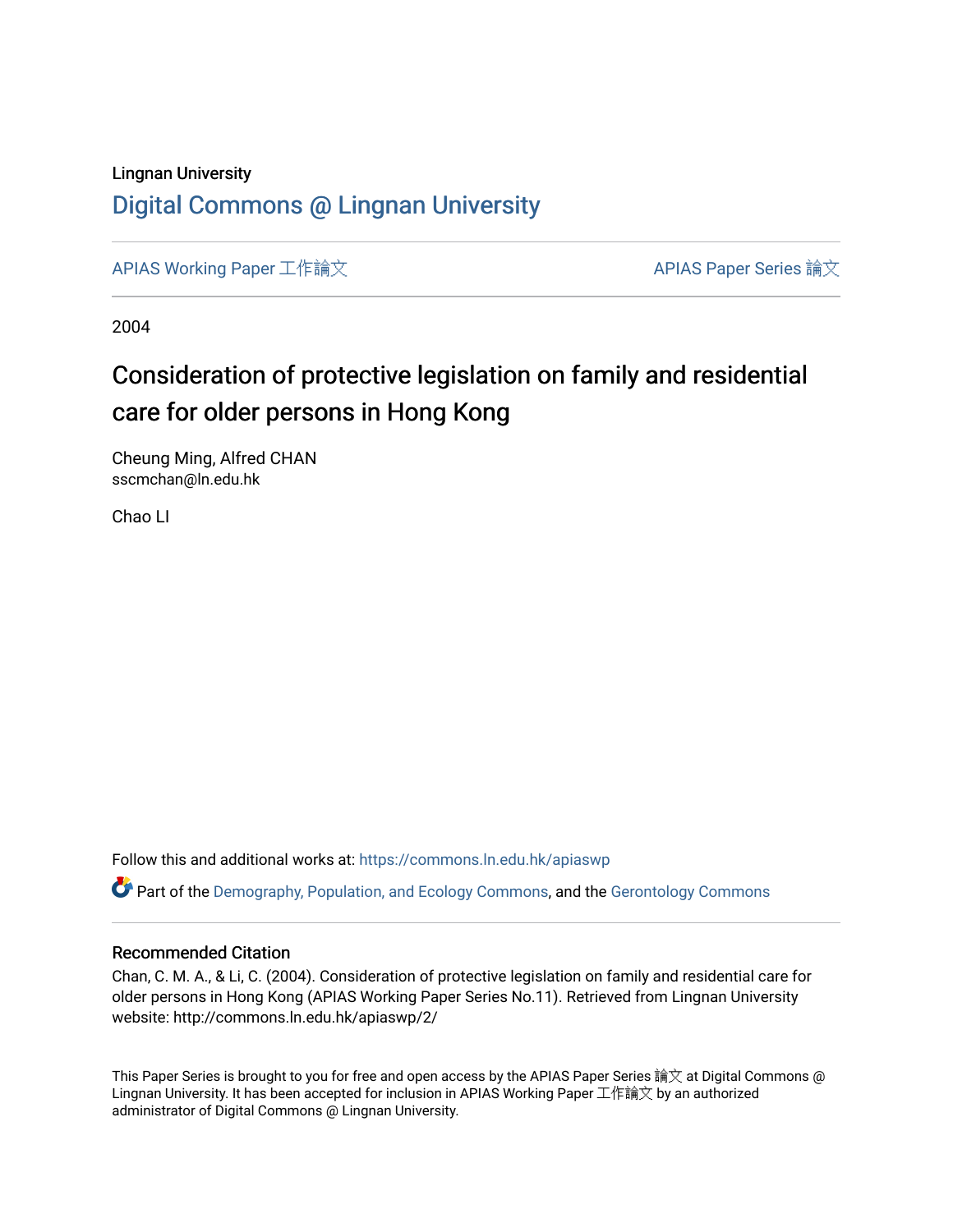Lingnan University

# Digital Commons @ Lingnan University

APIAS Working Paper 工作論文

APIAS Paper Series 論文

2004

## Consideration of protective legislation on family and residential care for older persons in Hong Kong

Cheung Ming, Alfred CHAN
sscmchan@ln.edu.hk

Chao LI

Follow this and additional works at: https://commons.ln.edu.hk/apiaswp

Part of the Demography, Population, and Ecology Commons, and the Gerontology Commons

### Recommended Citation

Chan, C. M. A., & Li, C. (2004). Consideration of protective legislation on family and residential care for older persons in Hong Kong (APIAS Working Paper Series No.11). Retrieved from Lingnan University website: http://commons.ln.edu.hk/apiaswp/2/

This Paper Series is brought to you for free and open access by the APIAS Paper Series 論文 at Digital Commons @ Lingnan University. It has been accepted for inclusion in APIAS Working Paper 工作論文 by an authorized administrator of Digital Commons @ Lingnan University.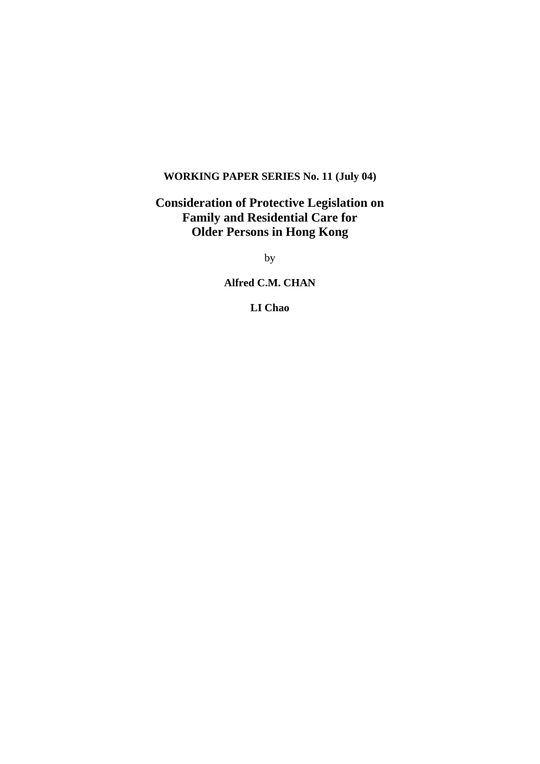**WORKING PAPER SERIES No. 11 (July 04)**

# Consideration of Protective Legislation on Family and Residential Care for Older Persons in Hong Kong

by

**Alfred C.M. CHAN**

**LI Chao**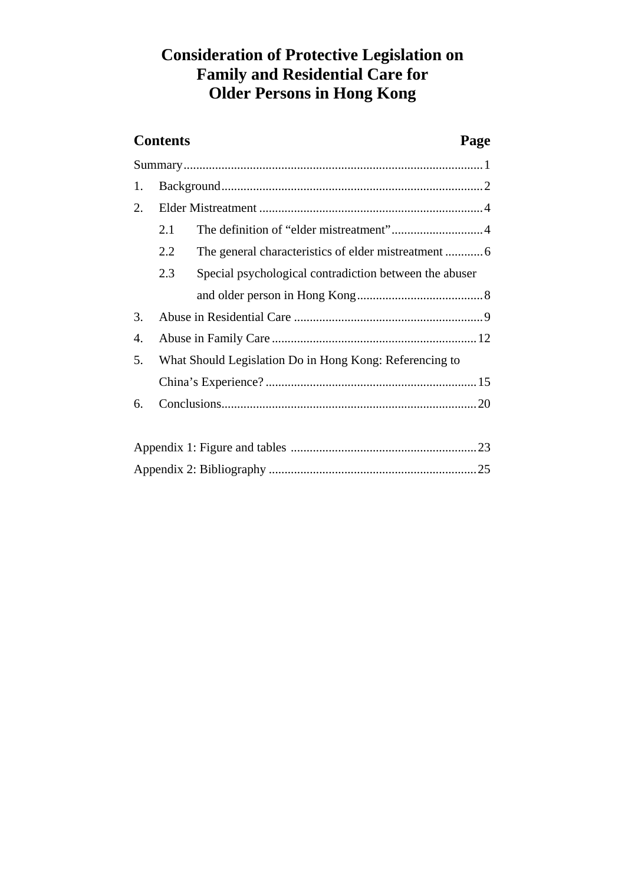# Consideration of Protective Legislation on Family and Residential Care for Older Persons in Hong Kong

| **Contents** | **Page** |
|---|---|
| Summary | 1 |
| 1. Background | 2 |
| 2. Elder Mistreatment | 4 |
| 2.1 The definition of "elder mistreatment" | 4 |
| 2.2 The general characteristics of elder mistreatment | 6 |
| 2.3 Special psychological contradiction between the abuser and older person in Hong Kong | 8 |
| 3. Abuse in Residential Care | 9 |
| 4. Abuse in Family Care | 12 |
| 5. What Should Legislation Do in Hong Kong: Referencing to China's Experience? | 15 |
| 6. Conclusions | 20 |
| Appendix 1: Figure and tables | 23 |
| Appendix 2: Bibliography | 25 |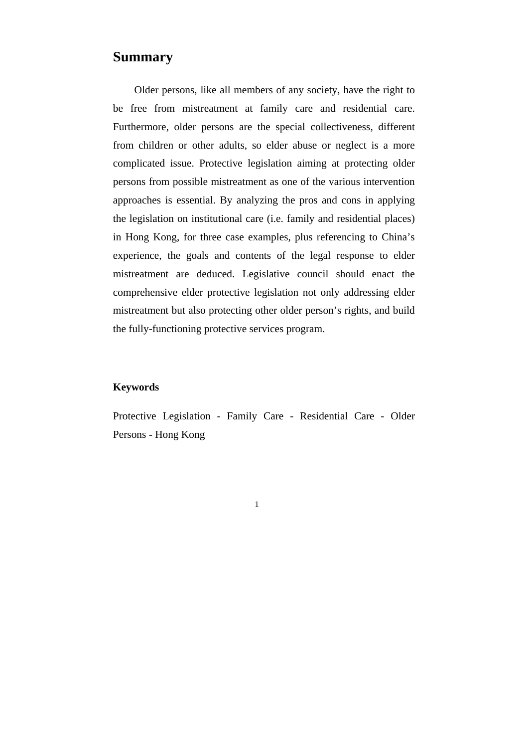# Summary

Older persons, like all members of any society, have the right to be free from mistreatment at family care and residential care. Furthermore, older persons are the special collectiveness, different from children or other adults, so elder abuse or neglect is a more complicated issue. Protective legislation aiming at protecting older persons from possible mistreatment as one of the various intervention approaches is essential. By analyzing the pros and cons in applying the legislation on institutional care (i.e. family and residential places) in Hong Kong, for three case examples, plus referencing to China's experience, the goals and contents of the legal response to elder mistreatment are deduced. Legislative council should enact the comprehensive elder protective legislation not only addressing elder mistreatment but also protecting other older person's rights, and build the fully-functioning protective services program.

**Keywords**

Protective Legislation - Family Care - Residential Care - Older Persons - Hong Kong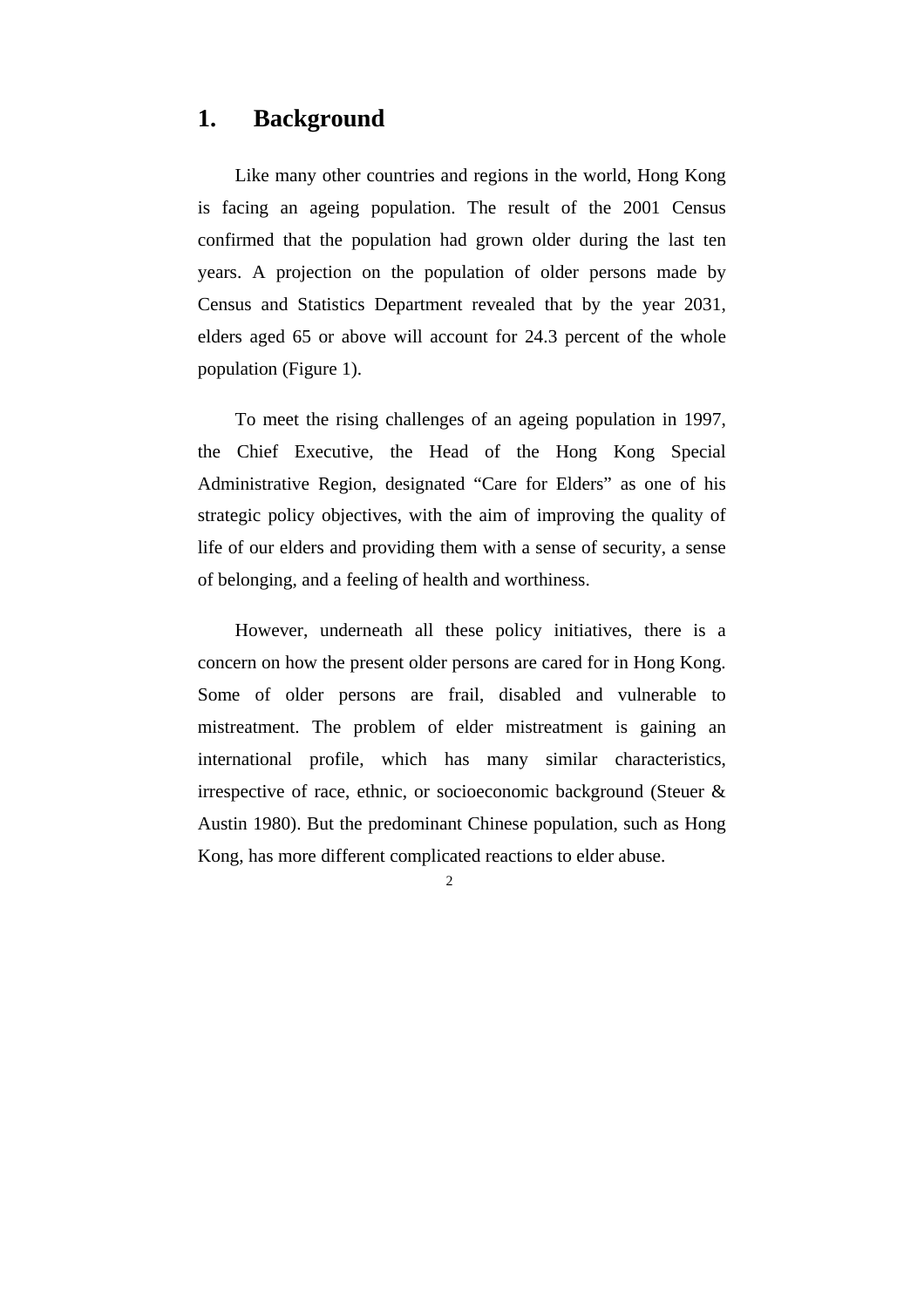# 1. Background

Like many other countries and regions in the world, Hong Kong is facing an ageing population. The result of the 2001 Census confirmed that the population had grown older during the last ten years. A projection on the population of older persons made by Census and Statistics Department revealed that by the year 2031, elders aged 65 or above will account for 24.3 percent of the whole population (Figure 1).

To meet the rising challenges of an ageing population in 1997, the Chief Executive, the Head of the Hong Kong Special Administrative Region, designated “Care for Elders” as one of his strategic policy objectives, with the aim of improving the quality of life of our elders and providing them with a sense of security, a sense of belonging, and a feeling of health and worthiness.

However, underneath all these policy initiatives, there is a concern on how the present older persons are cared for in Hong Kong. Some of older persons are frail, disabled and vulnerable to mistreatment. The problem of elder mistreatment is gaining an international profile, which has many similar characteristics, irrespective of race, ethnic, or socioeconomic background (Steuer & Austin 1980). But the predominant Chinese population, such as Hong Kong, has more different complicated reactions to elder abuse.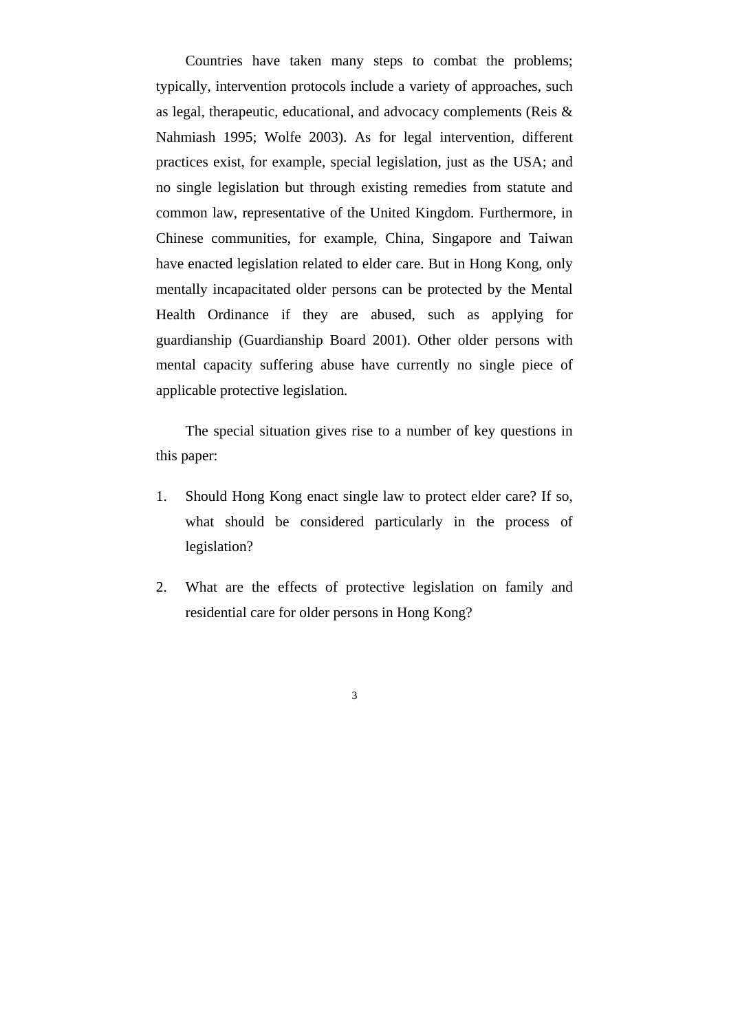Countries have taken many steps to combat the problems; typically, intervention protocols include a variety of approaches, such as legal, therapeutic, educational, and advocacy complements (Reis & Nahmiash 1995; Wolfe 2003). As for legal intervention, different practices exist, for example, special legislation, just as the USA; and no single legislation but through existing remedies from statute and common law, representative of the United Kingdom. Furthermore, in Chinese communities, for example, China, Singapore and Taiwan have enacted legislation related to elder care. But in Hong Kong, only mentally incapacitated older persons can be protected by the Mental Health Ordinance if they are abused, such as applying for guardianship (Guardianship Board 2001). Other older persons with mental capacity suffering abuse have currently no single piece of applicable protective legislation.

The special situation gives rise to a number of key questions in this paper:

1. Should Hong Kong enact single law to protect elder care? If so, what should be considered particularly in the process of legislation?

2. What are the effects of protective legislation on family and residential care for older persons in Hong Kong?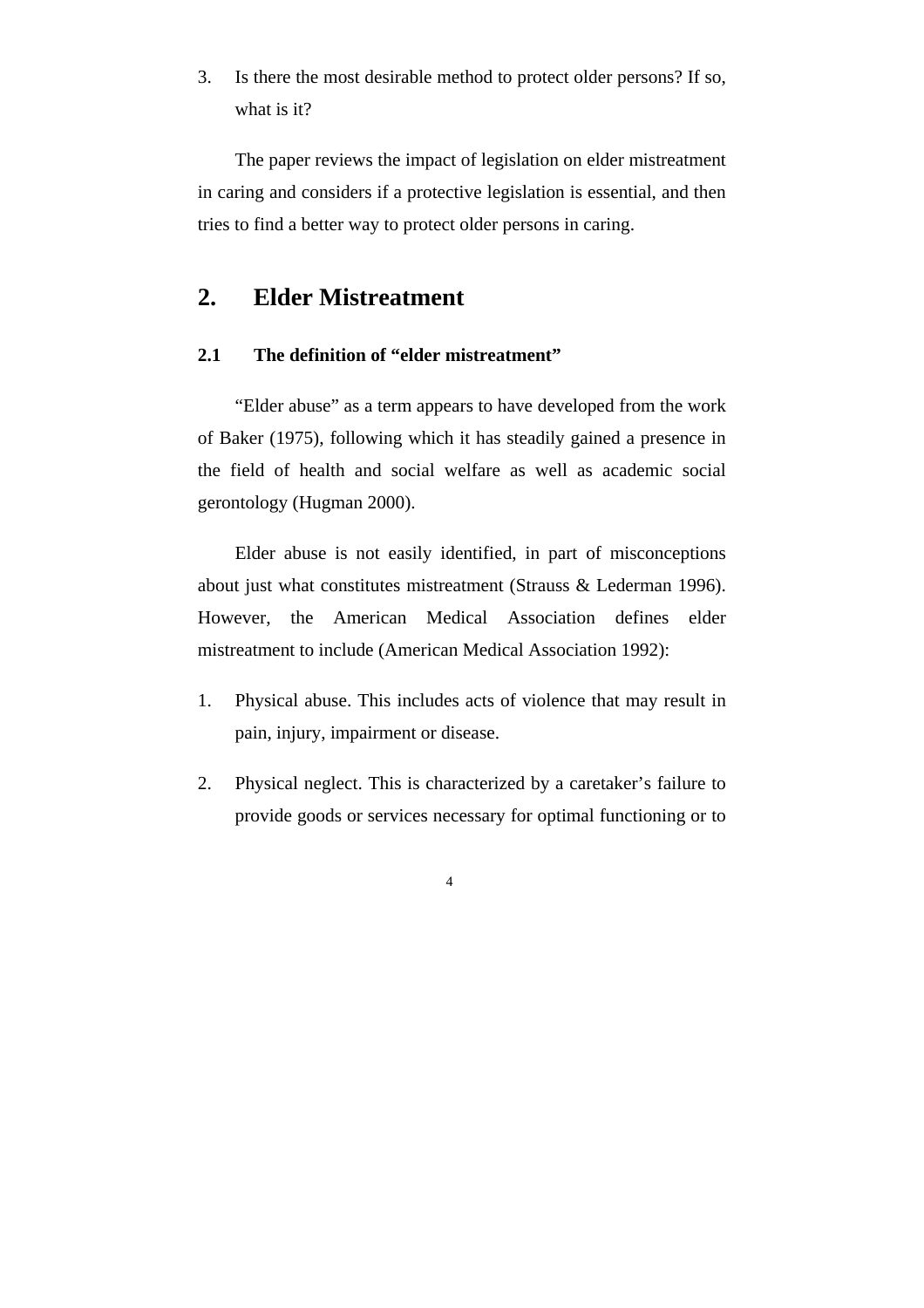3. Is there the most desirable method to protect older persons? If so, what is it?

The paper reviews the impact of legislation on elder mistreatment in caring and considers if a protective legislation is essential, and then tries to find a better way to protect older persons in caring.

## 2. Elder Mistreatment

### 2.1 The definition of "elder mistreatment"

"Elder abuse" as a term appears to have developed from the work of Baker (1975), following which it has steadily gained a presence in the field of health and social welfare as well as academic social gerontology (Hugman 2000).

Elder abuse is not easily identified, in part of misconceptions about just what constitutes mistreatment (Strauss & Lederman 1996). However, the American Medical Association defines elder mistreatment to include (American Medical Association 1992):

1. Physical abuse. This includes acts of violence that may result in pain, injury, impairment or disease.

2. Physical neglect. This is characterized by a caretaker's failure to provide goods or services necessary for optimal functioning or to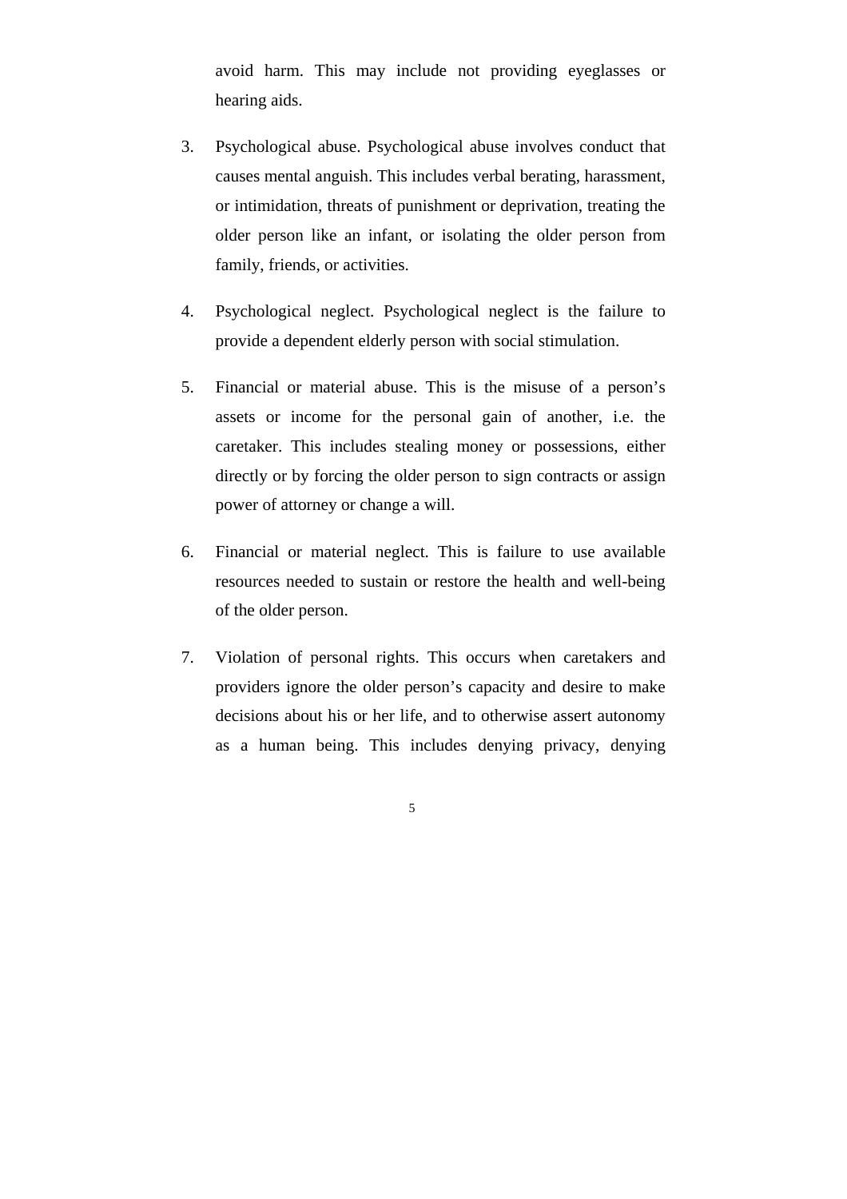avoid harm. This may include not providing eyeglasses or hearing aids.

3. Psychological abuse. Psychological abuse involves conduct that causes mental anguish. This includes verbal berating, harassment, or intimidation, threats of punishment or deprivation, treating the older person like an infant, or isolating the older person from family, friends, or activities.

4. Psychological neglect. Psychological neglect is the failure to provide a dependent elderly person with social stimulation.

5. Financial or material abuse. This is the misuse of a person's assets or income for the personal gain of another, i.e. the caretaker. This includes stealing money or possessions, either directly or by forcing the older person to sign contracts or assign power of attorney or change a will.

6. Financial or material neglect. This is failure to use available resources needed to sustain or restore the health and well-being of the older person.

7. Violation of personal rights. This occurs when caretakers and providers ignore the older person's capacity and desire to make decisions about his or her life, and to otherwise assert autonomy as a human being. This includes denying privacy, denying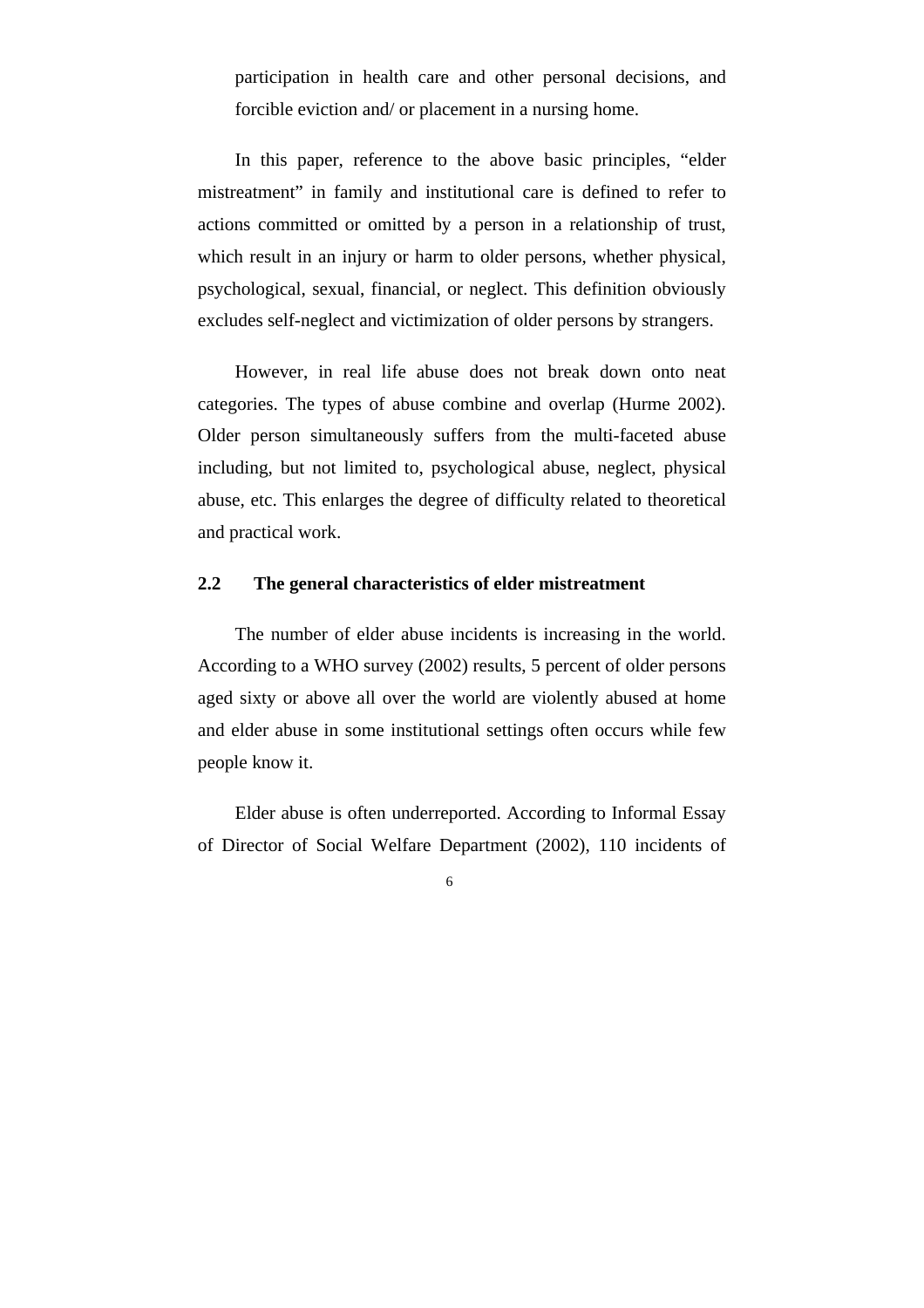participation in health care and other personal decisions, and forcible eviction and/ or placement in a nursing home.

In this paper, reference to the above basic principles, “elder mistreatment” in family and institutional care is defined to refer to actions committed or omitted by a person in a relationship of trust, which result in an injury or harm to older persons, whether physical, psychological, sexual, financial, or neglect. This definition obviously excludes self-neglect and victimization of older persons by strangers.

However, in real life abuse does not break down onto neat categories. The types of abuse combine and overlap (Hurme 2002). Older person simultaneously suffers from the multi-faceted abuse including, but not limited to, psychological abuse, neglect, physical abuse, etc. This enlarges the degree of difficulty related to theoretical and practical work.

### 2.2 The general characteristics of elder mistreatment

The number of elder abuse incidents is increasing in the world. According to a WHO survey (2002) results, 5 percent of older persons aged sixty or above all over the world are violently abused at home and elder abuse in some institutional settings often occurs while few people know it.

Elder abuse is often underreported. According to Informal Essay of Director of Social Welfare Department (2002), 110 incidents of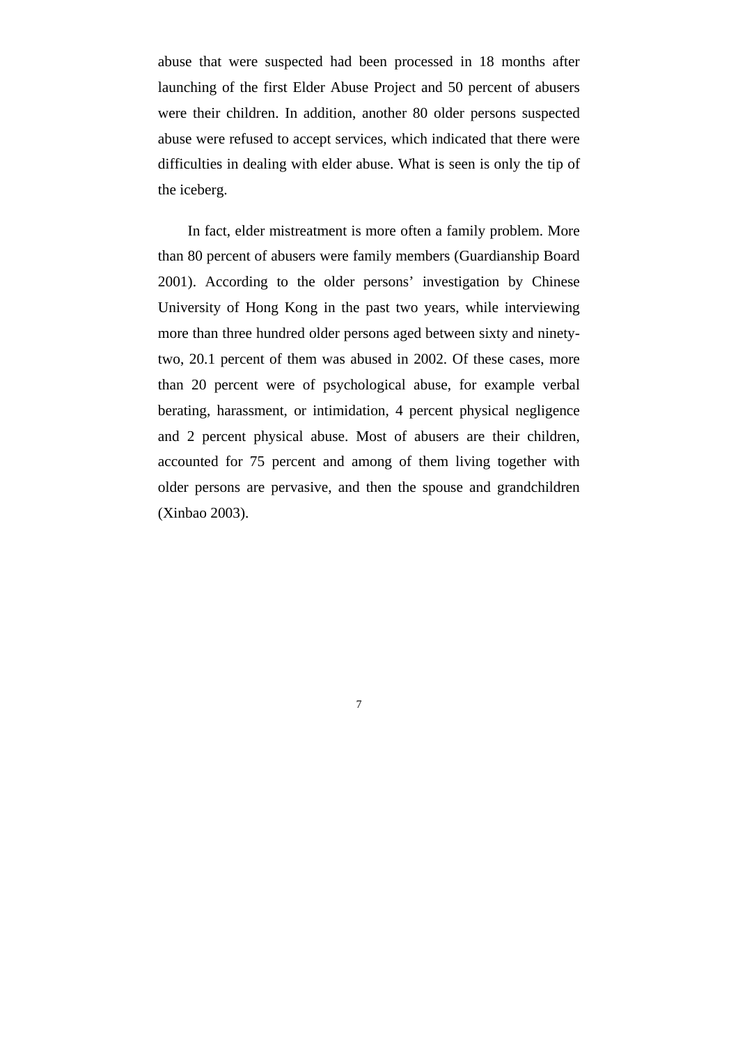abuse that were suspected had been processed in 18 months after launching of the first Elder Abuse Project and 50 percent of abusers were their children. In addition, another 80 older persons suspected abuse were refused to accept services, which indicated that there were difficulties in dealing with elder abuse. What is seen is only the tip of the iceberg.

In fact, elder mistreatment is more often a family problem. More than 80 percent of abusers were family members (Guardianship Board 2001). According to the older persons' investigation by Chinese University of Hong Kong in the past two years, while interviewing more than three hundred older persons aged between sixty and ninety-two, 20.1 percent of them was abused in 2002. Of these cases, more than 20 percent were of psychological abuse, for example verbal berating, harassment, or intimidation, 4 percent physical negligence and 2 percent physical abuse. Most of abusers are their children, accounted for 75 percent and among of them living together with older persons are pervasive, and then the spouse and grandchildren (Xinbao 2003).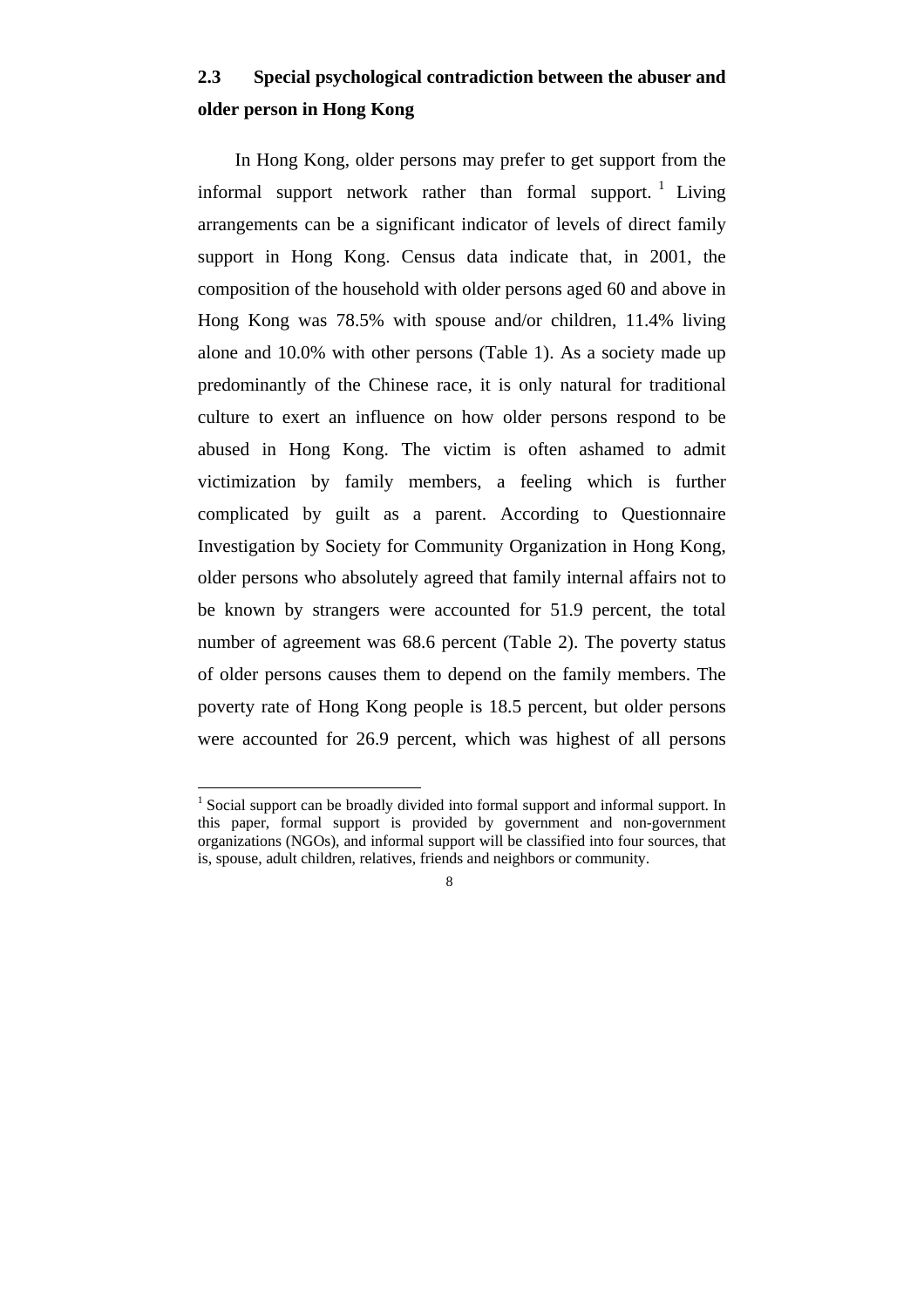## 2.3 Special psychological contradiction between the abuser and older person in Hong Kong

In Hong Kong, older persons may prefer to get support from the informal support network rather than formal support.[1] Living arrangements can be a significant indicator of levels of direct family support in Hong Kong. Census data indicate that, in 2001, the composition of the household with older persons aged 60 and above in Hong Kong was 78.5% with spouse and/or children, 11.4% living alone and 10.0% with other persons (Table 1). As a society made up predominantly of the Chinese race, it is only natural for traditional culture to exert an influence on how older persons respond to be abused in Hong Kong. The victim is often ashamed to admit victimization by family members, a feeling which is further complicated by guilt as a parent. According to Questionnaire Investigation by Society for Community Organization in Hong Kong, older persons who absolutely agreed that family internal affairs not to be known by strangers were accounted for 51.9 percent, the total number of agreement was 68.6 percent (Table 2). The poverty status of older persons causes them to depend on the family members. The poverty rate of Hong Kong people is 18.5 percent, but older persons were accounted for 26.9 percent, which was highest of all persons

[1] Social support can be broadly divided into formal support and informal support. In this paper, formal support is provided by government and non-government organizations (NGOs), and informal support will be classified into four sources, that is, spouse, adult children, relatives, friends and neighbors or community.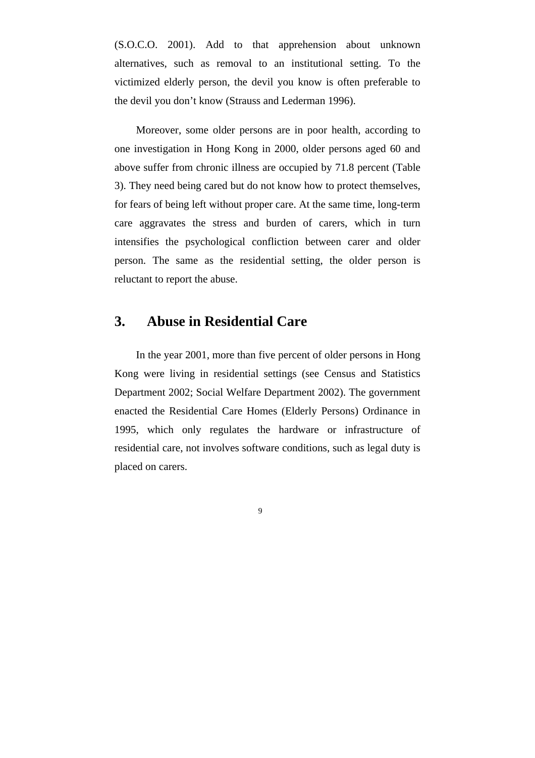(S.O.C.O. 2001). Add to that apprehension about unknown alternatives, such as removal to an institutional setting. To the victimized elderly person, the devil you know is often preferable to the devil you don't know (Strauss and Lederman 1996).

Moreover, some older persons are in poor health, according to one investigation in Hong Kong in 2000, older persons aged 60 and above suffer from chronic illness are occupied by 71.8 percent (Table 3). They need being cared but do not know how to protect themselves, for fears of being left without proper care. At the same time, long-term care aggravates the stress and burden of carers, which in turn intensifies the psychological confliction between carer and older person. The same as the residential setting, the older person is reluctant to report the abuse.

## 3. Abuse in Residential Care

In the year 2001, more than five percent of older persons in Hong Kong were living in residential settings (see Census and Statistics Department 2002; Social Welfare Department 2002). The government enacted the Residential Care Homes (Elderly Persons) Ordinance in 1995, which only regulates the hardware or infrastructure of residential care, not involves software conditions, such as legal duty is placed on carers.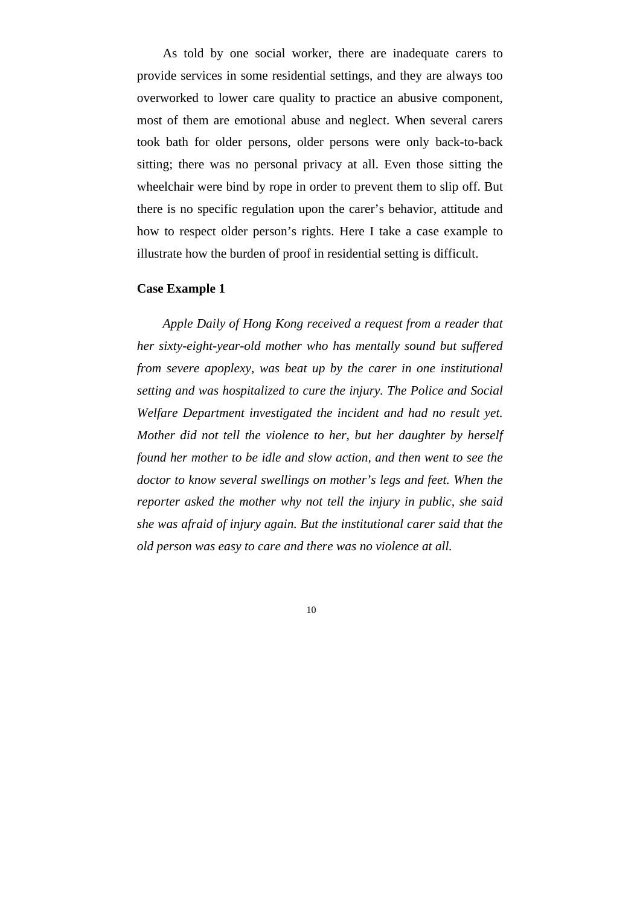As told by one social worker, there are inadequate carers to provide services in some residential settings, and they are always too overworked to lower care quality to practice an abusive component, most of them are emotional abuse and neglect. When several carers took bath for older persons, older persons were only back-to-back sitting; there was no personal privacy at all. Even those sitting the wheelchair were bind by rope in order to prevent them to slip off. But there is no specific regulation upon the carer's behavior, attitude and how to respect older person's rights. Here I take a case example to illustrate how the burden of proof in residential setting is difficult.

**Case Example 1**

*Apple Daily of Hong Kong received a request from a reader that her sixty-eight-year-old mother who has mentally sound but suffered from severe apoplexy, was beat up by the carer in one institutional setting and was hospitalized to cure the injury. The Police and Social Welfare Department investigated the incident and had no result yet. Mother did not tell the violence to her, but her daughter by herself found her mother to be idle and slow action, and then went to see the doctor to know several swellings on mother's legs and feet. When the reporter asked the mother why not tell the injury in public, she said she was afraid of injury again. But the institutional carer said that the old person was easy to care and there was no violence at all.*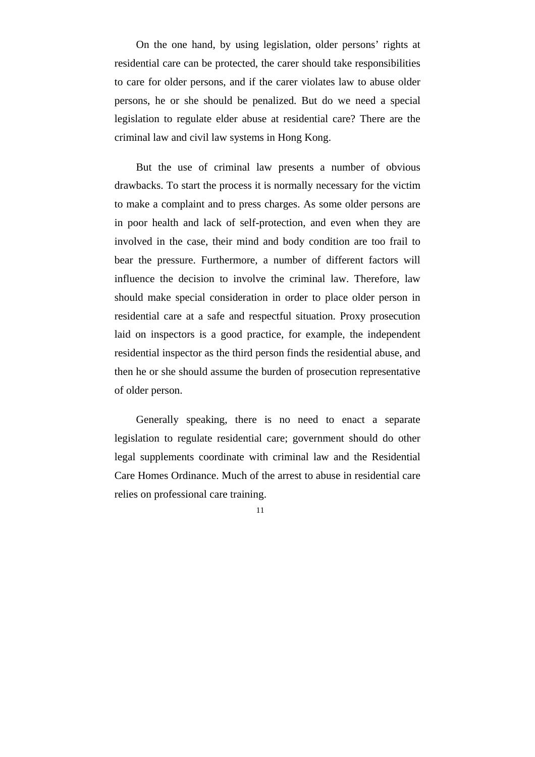On the one hand, by using legislation, older persons' rights at residential care can be protected, the carer should take responsibilities to care for older persons, and if the carer violates law to abuse older persons, he or she should be penalized. But do we need a special legislation to regulate elder abuse at residential care? There are the criminal law and civil law systems in Hong Kong.

But the use of criminal law presents a number of obvious drawbacks. To start the process it is normally necessary for the victim to make a complaint and to press charges. As some older persons are in poor health and lack of self-protection, and even when they are involved in the case, their mind and body condition are too frail to bear the pressure. Furthermore, a number of different factors will influence the decision to involve the criminal law. Therefore, law should make special consideration in order to place older person in residential care at a safe and respectful situation. Proxy prosecution laid on inspectors is a good practice, for example, the independent residential inspector as the third person finds the residential abuse, and then he or she should assume the burden of prosecution representative of older person.

Generally speaking, there is no need to enact a separate legislation to regulate residential care; government should do other legal supplements coordinate with criminal law and the Residential Care Homes Ordinance. Much of the arrest to abuse in residential care relies on professional care training.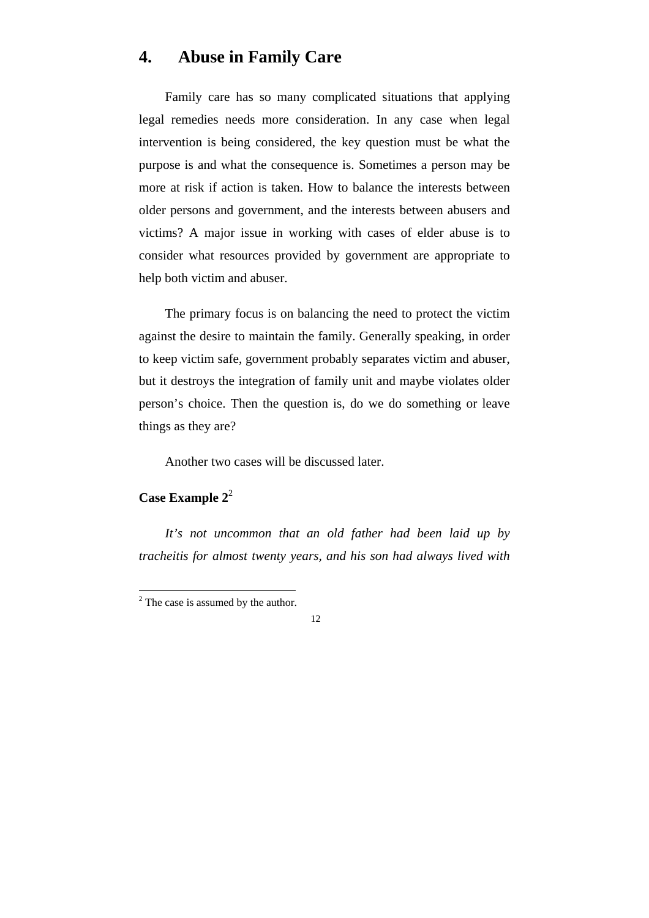## 4. Abuse in Family Care

Family care has so many complicated situations that applying legal remedies needs more consideration. In any case when legal intervention is being considered, the key question must be what the purpose is and what the consequence is. Sometimes a person may be more at risk if action is taken. How to balance the interests between older persons and government, and the interests between abusers and victims? A major issue in working with cases of elder abuse is to consider what resources provided by government are appropriate to help both victim and abuser.

The primary focus is on balancing the need to protect the victim against the desire to maintain the family. Generally speaking, in order to keep victim safe, government probably separates victim and abuser, but it destroys the integration of family unit and maybe violates older person's choice. Then the question is, do we do something or leave things as they are?

Another two cases will be discussed later.

**Case Example 2**[2]

*It's not uncommon that an old father had been laid up by tracheitis for almost twenty years, and his son had always lived with*

[2] The case is assumed by the author.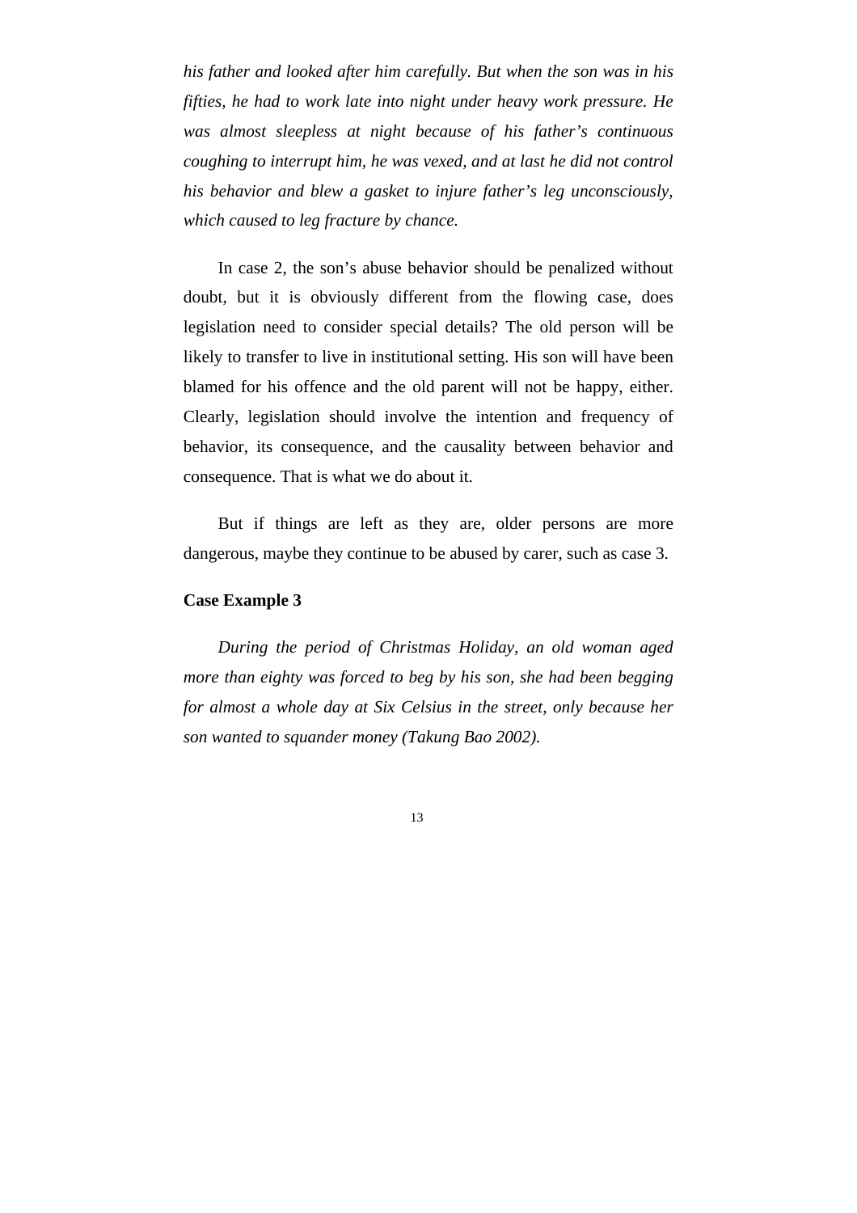*his father and looked after him carefully. But when the son was in his fifties, he had to work late into night under heavy work pressure. He was almost sleepless at night because of his father's continuous coughing to interrupt him, he was vexed, and at last he did not control his behavior and blew a gasket to injure father's leg unconsciously, which caused to leg fracture by chance.*

In case 2, the son's abuse behavior should be penalized without doubt, but it is obviously different from the flowing case, does legislation need to consider special details? The old person will be likely to transfer to live in institutional setting. His son will have been blamed for his offence and the old parent will not be happy, either. Clearly, legislation should involve the intention and frequency of behavior, its consequence, and the causality between behavior and consequence. That is what we do about it.

But if things are left as they are, older persons are more dangerous, maybe they continue to be abused by carer, such as case 3.

**Case Example 3**

*During the period of Christmas Holiday, an old woman aged more than eighty was forced to beg by his son, she had been begging for almost a whole day at Six Celsius in the street, only because her son wanted to squander money (Takung Bao 2002).*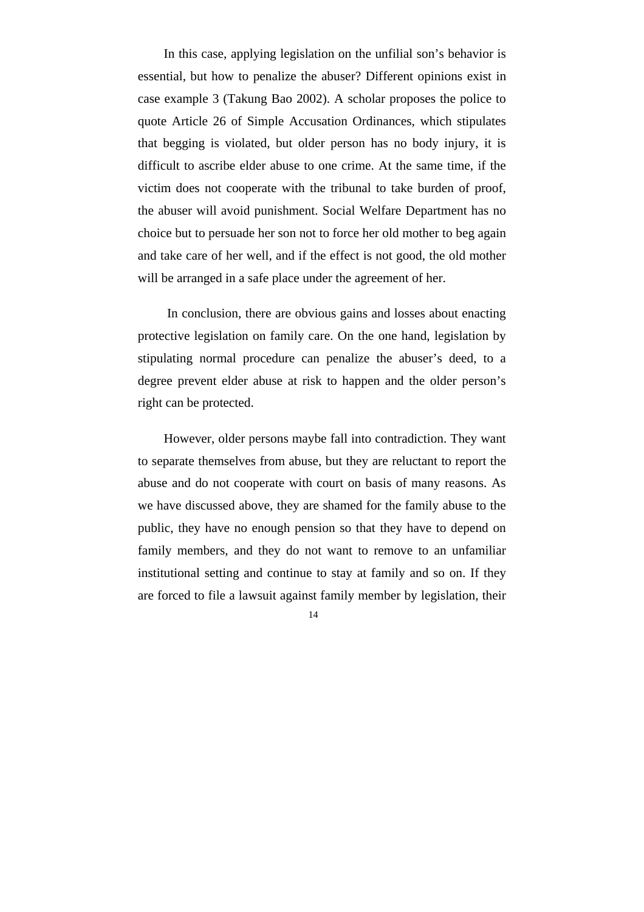In this case, applying legislation on the unfilial son's behavior is essential, but how to penalize the abuser? Different opinions exist in case example 3 (Takung Bao 2002). A scholar proposes the police to quote Article 26 of Simple Accusation Ordinances, which stipulates that begging is violated, but older person has no body injury, it is difficult to ascribe elder abuse to one crime. At the same time, if the victim does not cooperate with the tribunal to take burden of proof, the abuser will avoid punishment. Social Welfare Department has no choice but to persuade her son not to force her old mother to beg again and take care of her well, and if the effect is not good, the old mother will be arranged in a safe place under the agreement of her.

In conclusion, there are obvious gains and losses about enacting protective legislation on family care. On the one hand, legislation by stipulating normal procedure can penalize the abuser's deed, to a degree prevent elder abuse at risk to happen and the older person's right can be protected.

However, older persons maybe fall into contradiction. They want to separate themselves from abuse, but they are reluctant to report the abuse and do not cooperate with court on basis of many reasons. As we have discussed above, they are shamed for the family abuse to the public, they have no enough pension so that they have to depend on family members, and they do not want to remove to an unfamiliar institutional setting and continue to stay at family and so on. If they are forced to file a lawsuit against family member by legislation, their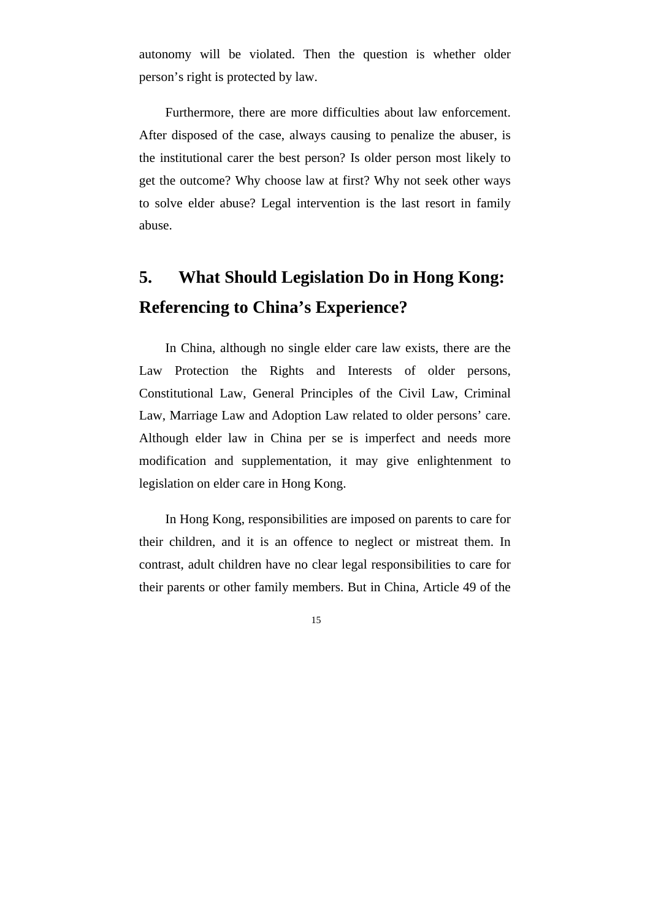autonomy will be violated. Then the question is whether older person's right is protected by law.

Furthermore, there are more difficulties about law enforcement. After disposed of the case, always causing to penalize the abuser, is the institutional carer the best person? Is older person most likely to get the outcome? Why choose law at first? Why not seek other ways to solve elder abuse? Legal intervention is the last resort in family abuse.

## 5. What Should Legislation Do in Hong Kong: Referencing to China's Experience?

In China, although no single elder care law exists, there are the Law Protection the Rights and Interests of older persons, Constitutional Law, General Principles of the Civil Law, Criminal Law, Marriage Law and Adoption Law related to older persons' care. Although elder law in China per se is imperfect and needs more modification and supplementation, it may give enlightenment to legislation on elder care in Hong Kong.

In Hong Kong, responsibilities are imposed on parents to care for their children, and it is an offence to neglect or mistreat them. In contrast, adult children have no clear legal responsibilities to care for their parents or other family members. But in China, Article 49 of the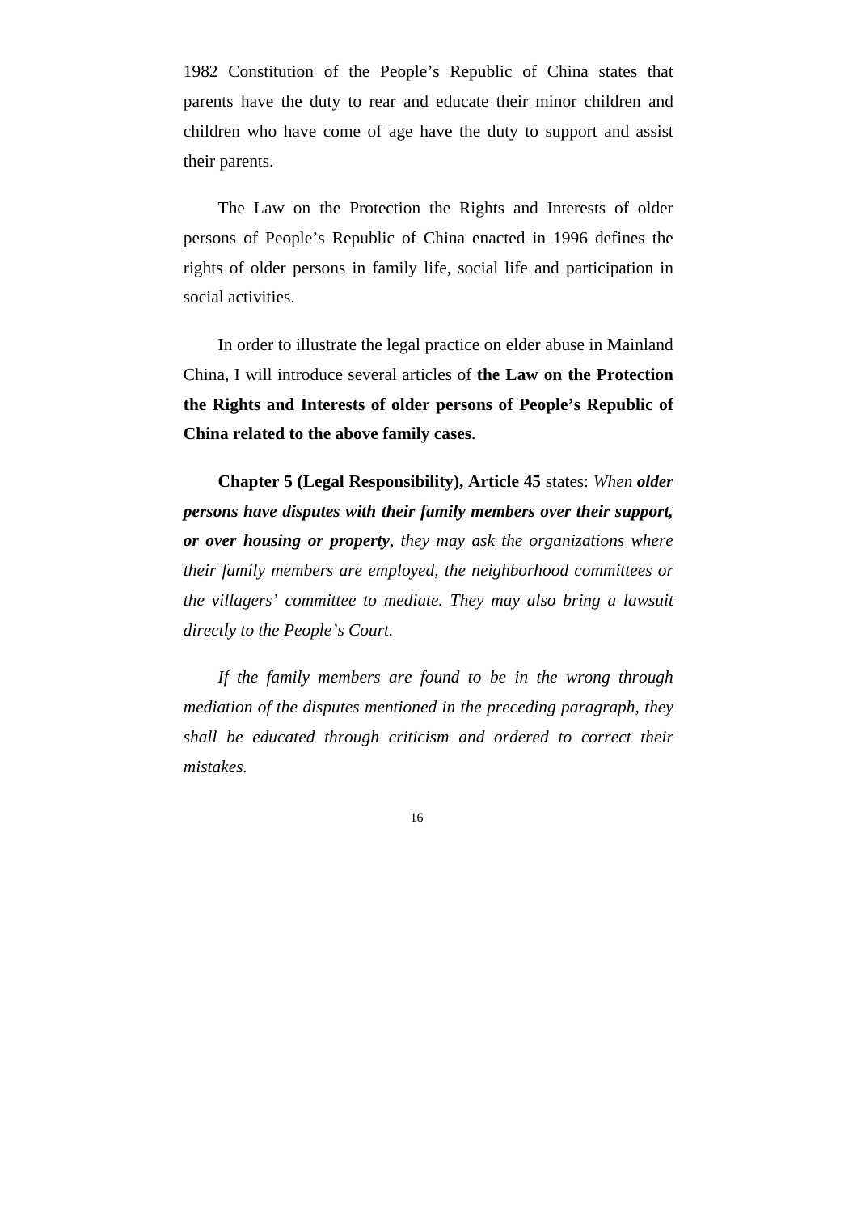1982 Constitution of the People’s Republic of China states that parents have the duty to rear and educate their minor children and children who have come of age have the duty to support and assist their parents.

The Law on the Protection the Rights and Interests of older persons of People’s Republic of China enacted in 1996 defines the rights of older persons in family life, social life and participation in social activities.

In order to illustrate the legal practice on elder abuse in Mainland China, I will introduce several articles of **the Law on the Protection the Rights and Interests of older persons of People’s Republic of China related to the above family cases**.

**Chapter 5 (Legal Responsibility), Article 45** states: *When **older persons have disputes with their family members over their support, or over housing or property**, they may ask the organizations where their family members are employed, the neighborhood committees or the villagers’ committee to mediate. They may also bring a lawsuit directly to the People’s Court.*

*If the family members are found to be in the wrong through mediation of the disputes mentioned in the preceding paragraph, they shall be educated through criticism and ordered to correct their mistakes.*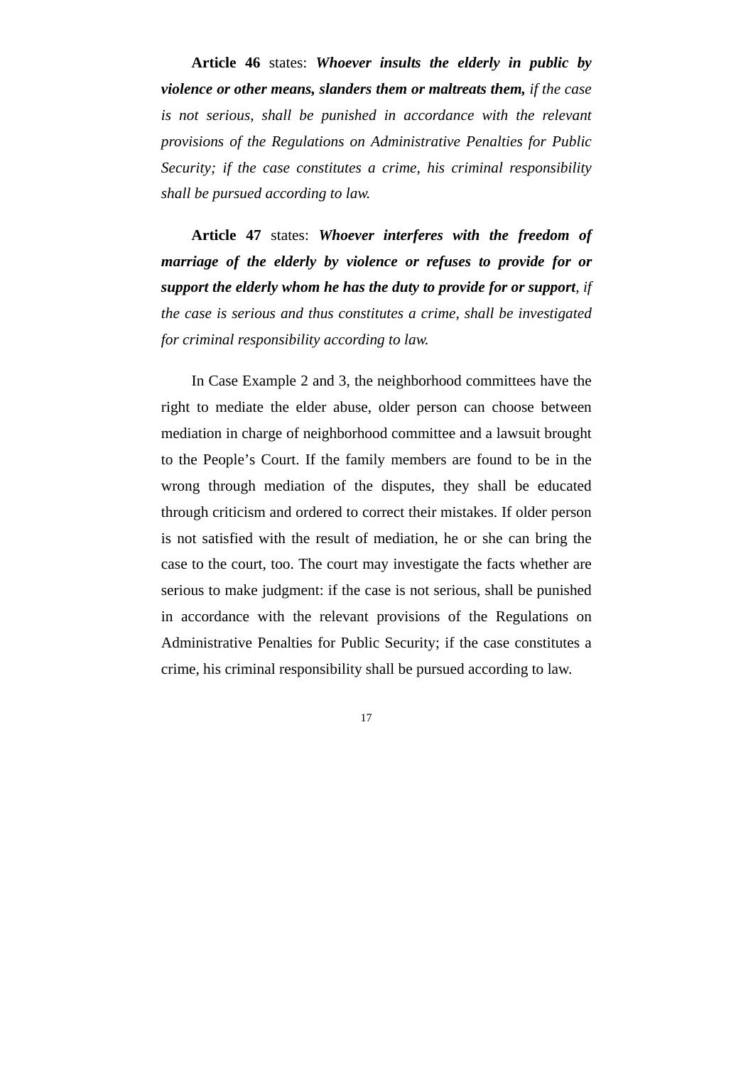**Article 46** states: ***Whoever insults the elderly in public by violence or other means, slanders them or maltreats them,*** *if the case is not serious, shall be punished in accordance with the relevant provisions of the Regulations on Administrative Penalties for Public Security; if the case constitutes a crime, his criminal responsibility shall be pursued according to law.*

**Article 47** states: ***Whoever interferes with the freedom of marriage of the elderly by violence or refuses to provide for or support the elderly whom he has the duty to provide for or support****, if the case is serious and thus constitutes a crime, shall be investigated for criminal responsibility according to law.*

In Case Example 2 and 3, the neighborhood committees have the right to mediate the elder abuse, older person can choose between mediation in charge of neighborhood committee and a lawsuit brought to the People's Court. If the family members are found to be in the wrong through mediation of the disputes, they shall be educated through criticism and ordered to correct their mistakes. If older person is not satisfied with the result of mediation, he or she can bring the case to the court, too. The court may investigate the facts whether are serious to make judgment: if the case is not serious, shall be punished in accordance with the relevant provisions of the Regulations on Administrative Penalties for Public Security; if the case constitutes a crime, his criminal responsibility shall be pursued according to law.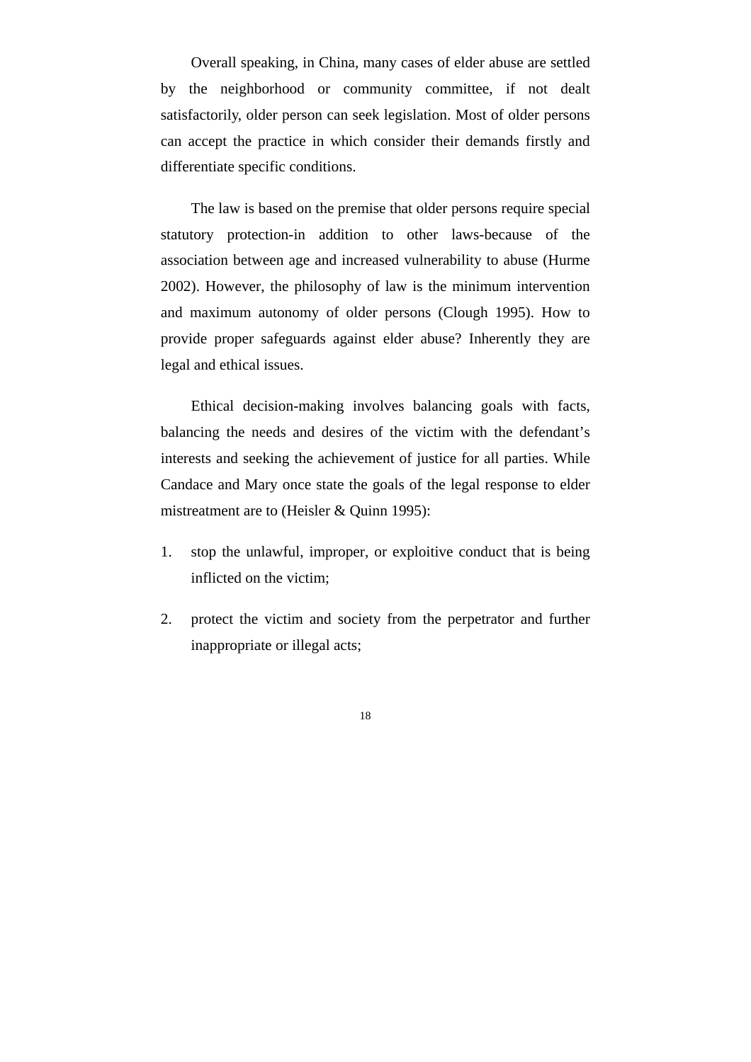Overall speaking, in China, many cases of elder abuse are settled by the neighborhood or community committee, if not dealt satisfactorily, older person can seek legislation. Most of older persons can accept the practice in which consider their demands firstly and differentiate specific conditions.

The law is based on the premise that older persons require special statutory protection-in addition to other laws-because of the association between age and increased vulnerability to abuse (Hurme 2002). However, the philosophy of law is the minimum intervention and maximum autonomy of older persons (Clough 1995). How to provide proper safeguards against elder abuse? Inherently they are legal and ethical issues.

Ethical decision-making involves balancing goals with facts, balancing the needs and desires of the victim with the defendant's interests and seeking the achievement of justice for all parties. While Candace and Mary once state the goals of the legal response to elder mistreatment are to (Heisler & Quinn 1995):

1. stop the unlawful, improper, or exploitive conduct that is being inflicted on the victim;
2. protect the victim and society from the perpetrator and further inappropriate or illegal acts;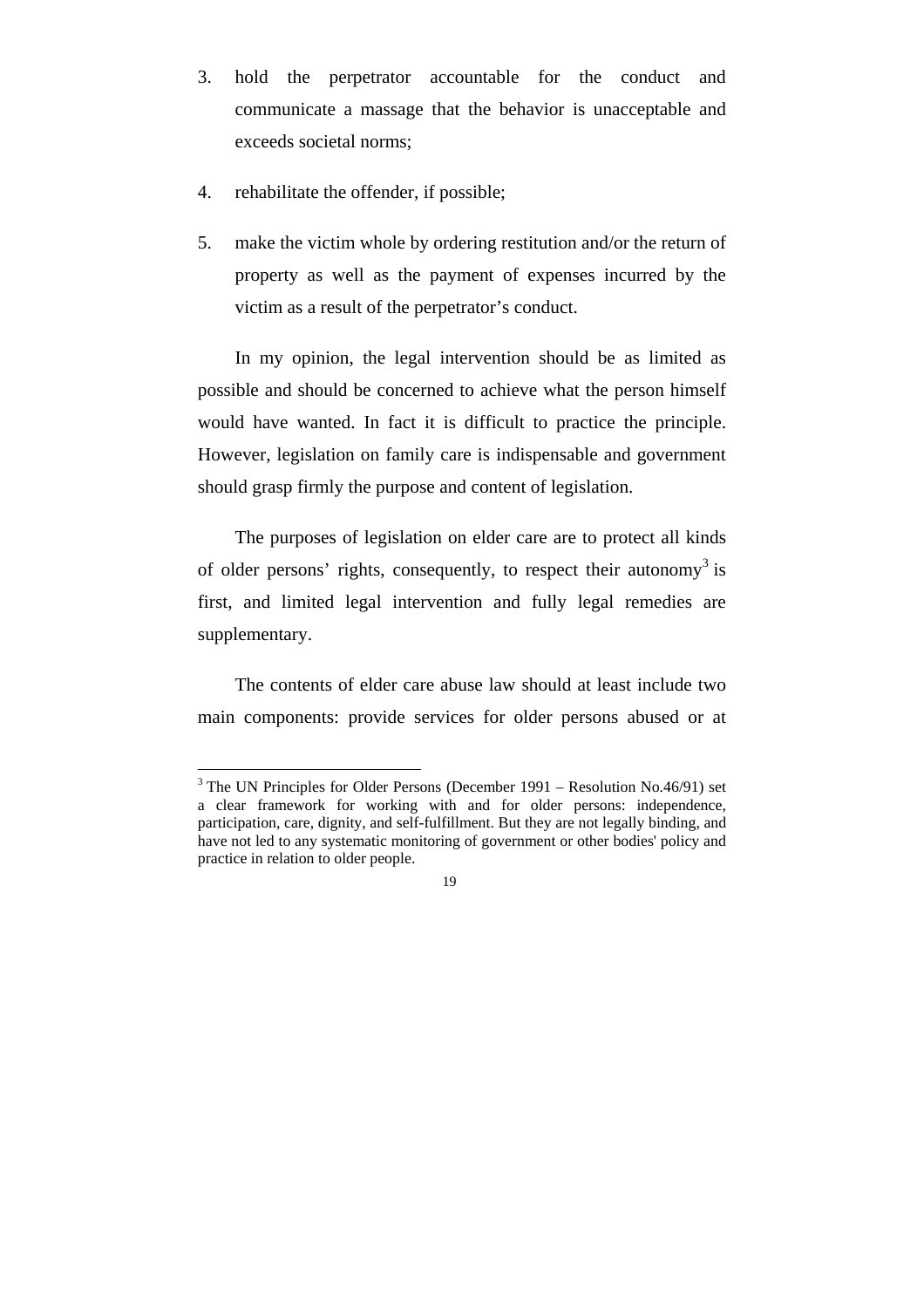3. hold the perpetrator accountable for the conduct and communicate a massage that the behavior is unacceptable and exceeds societal norms;

4. rehabilitate the offender, if possible;

5. make the victim whole by ordering restitution and/or the return of property as well as the payment of expenses incurred by the victim as a result of the perpetrator's conduct.

In my opinion, the legal intervention should be as limited as possible and should be concerned to achieve what the person himself would have wanted. In fact it is difficult to practice the principle. However, legislation on family care is indispensable and government should grasp firmly the purpose and content of legislation.

The purposes of legislation on elder care are to protect all kinds of older persons' rights, consequently, to respect their autonomy[3] is first, and limited legal intervention and fully legal remedies are supplementary.

The contents of elder care abuse law should at least include two main components: provide services for older persons abused or at

[3] The UN Principles for Older Persons (December 1991 – Resolution No.46/91) set a clear framework for working with and for older persons: independence, participation, care, dignity, and self-fulfillment. But they are not legally binding, and have not led to any systematic monitoring of government or other bodies' policy and practice in relation to older people.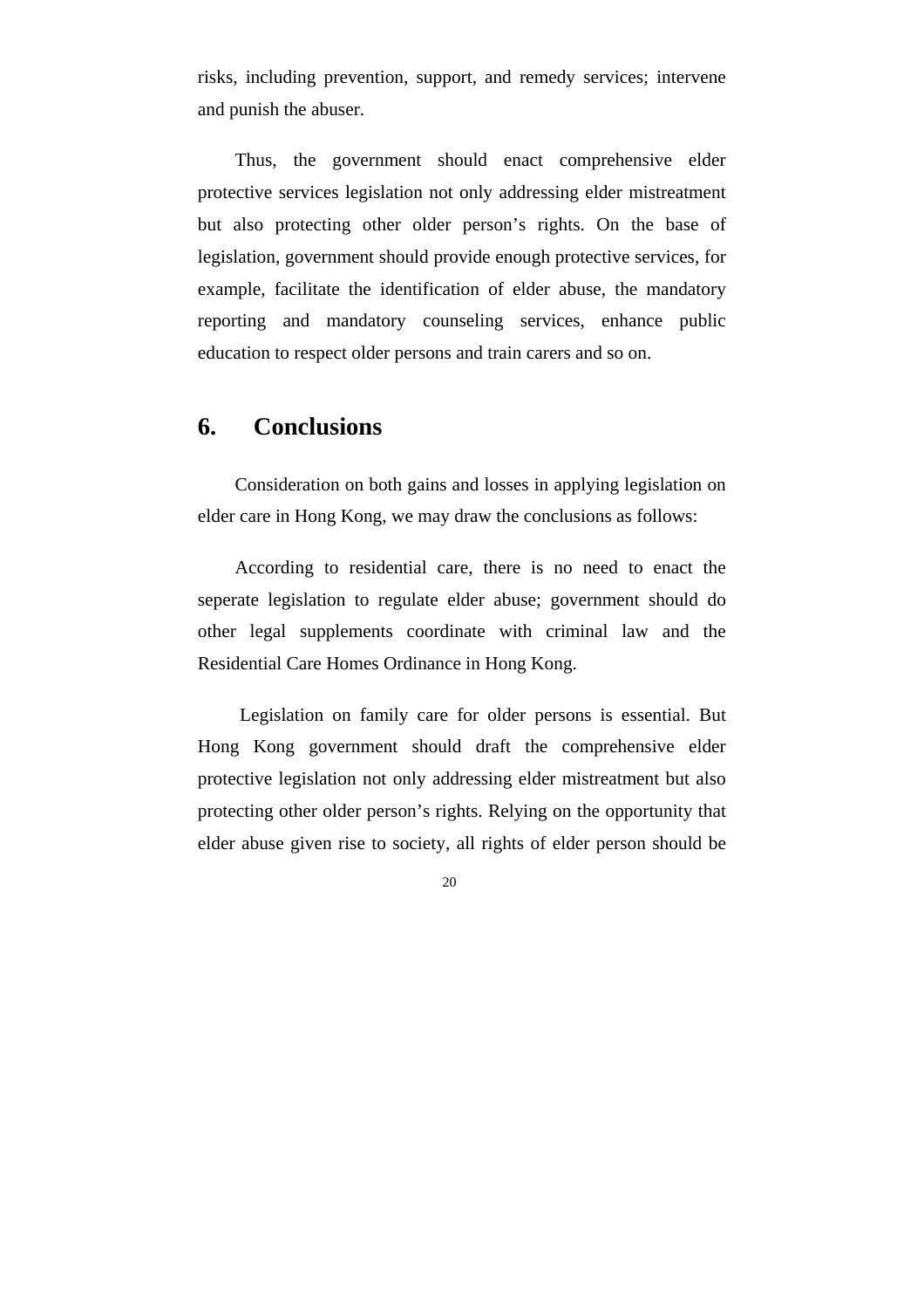risks, including prevention, support, and remedy services; intervene and punish the abuser.

Thus, the government should enact comprehensive elder protective services legislation not only addressing elder mistreatment but also protecting other older person's rights. On the base of legislation, government should provide enough protective services, for example, facilitate the identification of elder abuse, the mandatory reporting and mandatory counseling services, enhance public education to respect older persons and train carers and so on.

## 6. Conclusions

Consideration on both gains and losses in applying legislation on elder care in Hong Kong, we may draw the conclusions as follows:

According to residential care, there is no need to enact the seperate legislation to regulate elder abuse; government should do other legal supplements coordinate with criminal law and the Residential Care Homes Ordinance in Hong Kong.

Legislation on family care for older persons is essential. But Hong Kong government should draft the comprehensive elder protective legislation not only addressing elder mistreatment but also protecting other older person's rights. Relying on the opportunity that elder abuse given rise to society, all rights of elder person should be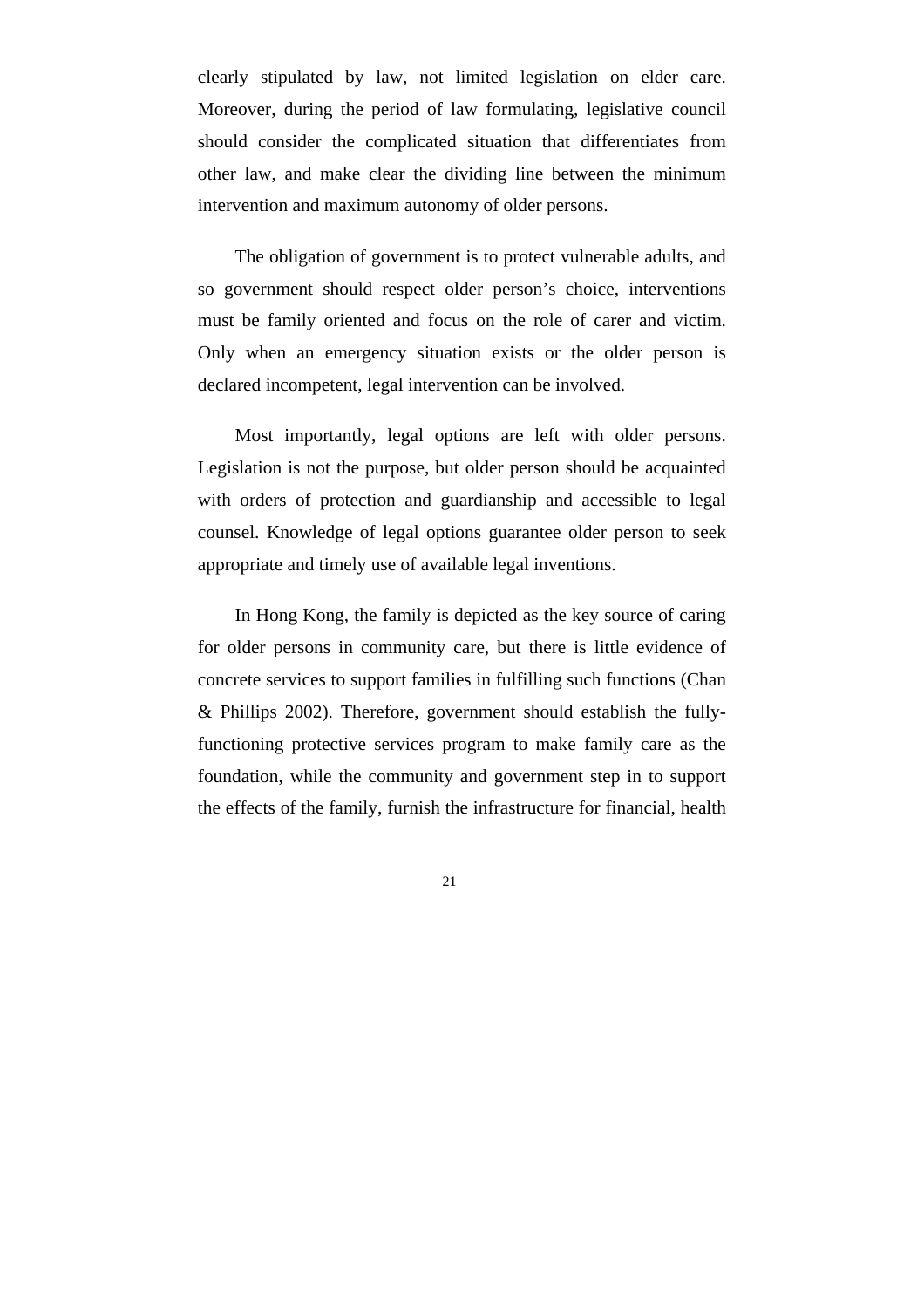clearly stipulated by law, not limited legislation on elder care. Moreover, during the period of law formulating, legislative council should consider the complicated situation that differentiates from other law, and make clear the dividing line between the minimum intervention and maximum autonomy of older persons.

The obligation of government is to protect vulnerable adults, and so government should respect older person's choice, interventions must be family oriented and focus on the role of carer and victim. Only when an emergency situation exists or the older person is declared incompetent, legal intervention can be involved.

Most importantly, legal options are left with older persons. Legislation is not the purpose, but older person should be acquainted with orders of protection and guardianship and accessible to legal counsel. Knowledge of legal options guarantee older person to seek appropriate and timely use of available legal inventions.

In Hong Kong, the family is depicted as the key source of caring for older persons in community care, but there is little evidence of concrete services to support families in fulfilling such functions (Chan & Phillips 2002). Therefore, government should establish the fully-functioning protective services program to make family care as the foundation, while the community and government step in to support the effects of the family, furnish the infrastructure for financial, health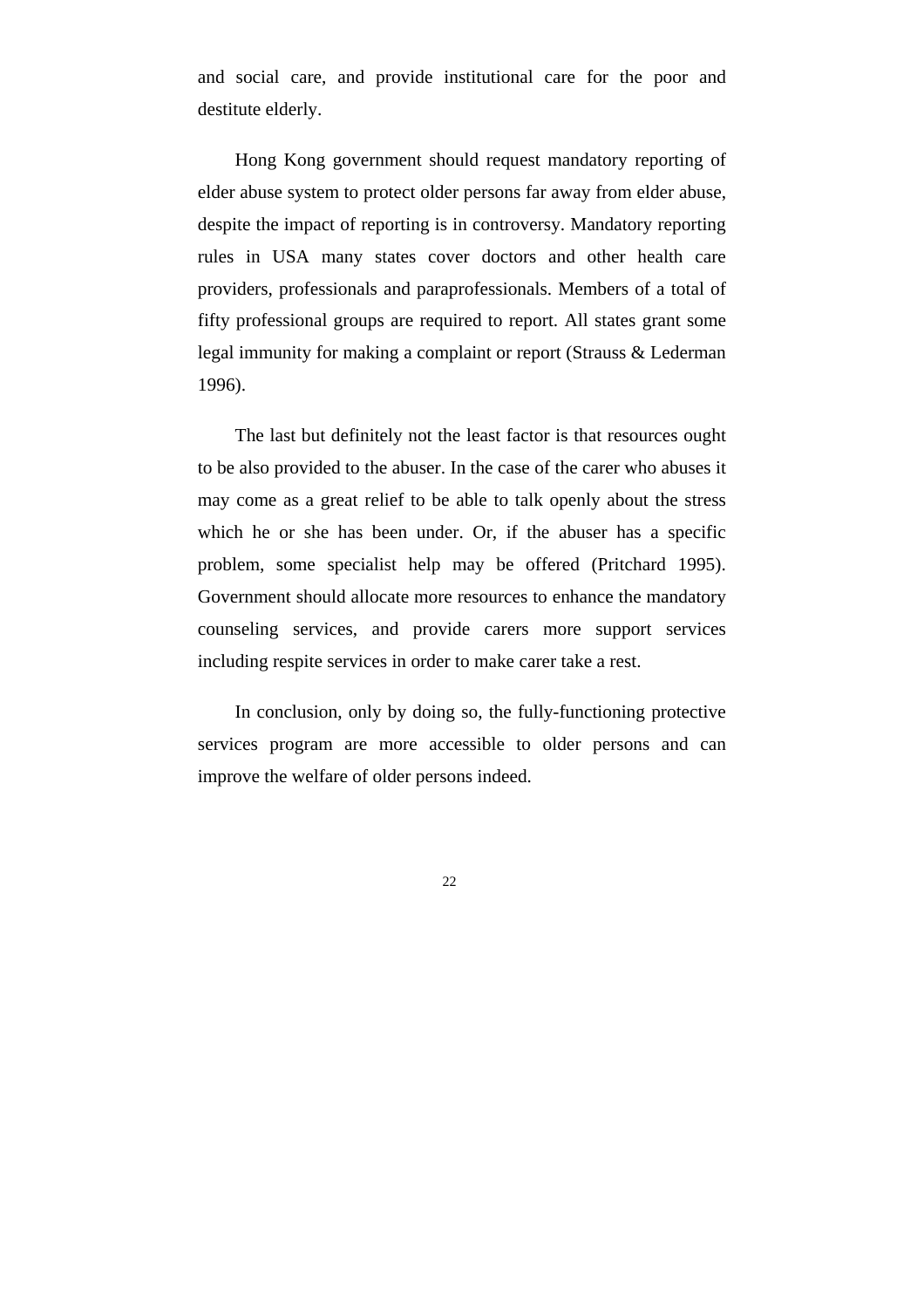and social care, and provide institutional care for the poor and destitute elderly.

Hong Kong government should request mandatory reporting of elder abuse system to protect older persons far away from elder abuse, despite the impact of reporting is in controversy. Mandatory reporting rules in USA many states cover doctors and other health care providers, professionals and paraprofessionals. Members of a total of fifty professional groups are required to report. All states grant some legal immunity for making a complaint or report (Strauss & Lederman 1996).

The last but definitely not the least factor is that resources ought to be also provided to the abuser. In the case of the carer who abuses it may come as a great relief to be able to talk openly about the stress which he or she has been under. Or, if the abuser has a specific problem, some specialist help may be offered (Pritchard 1995). Government should allocate more resources to enhance the mandatory counseling services, and provide carers more support services including respite services in order to make carer take a rest.

In conclusion, only by doing so, the fully-functioning protective services program are more accessible to older persons and can improve the welfare of older persons indeed.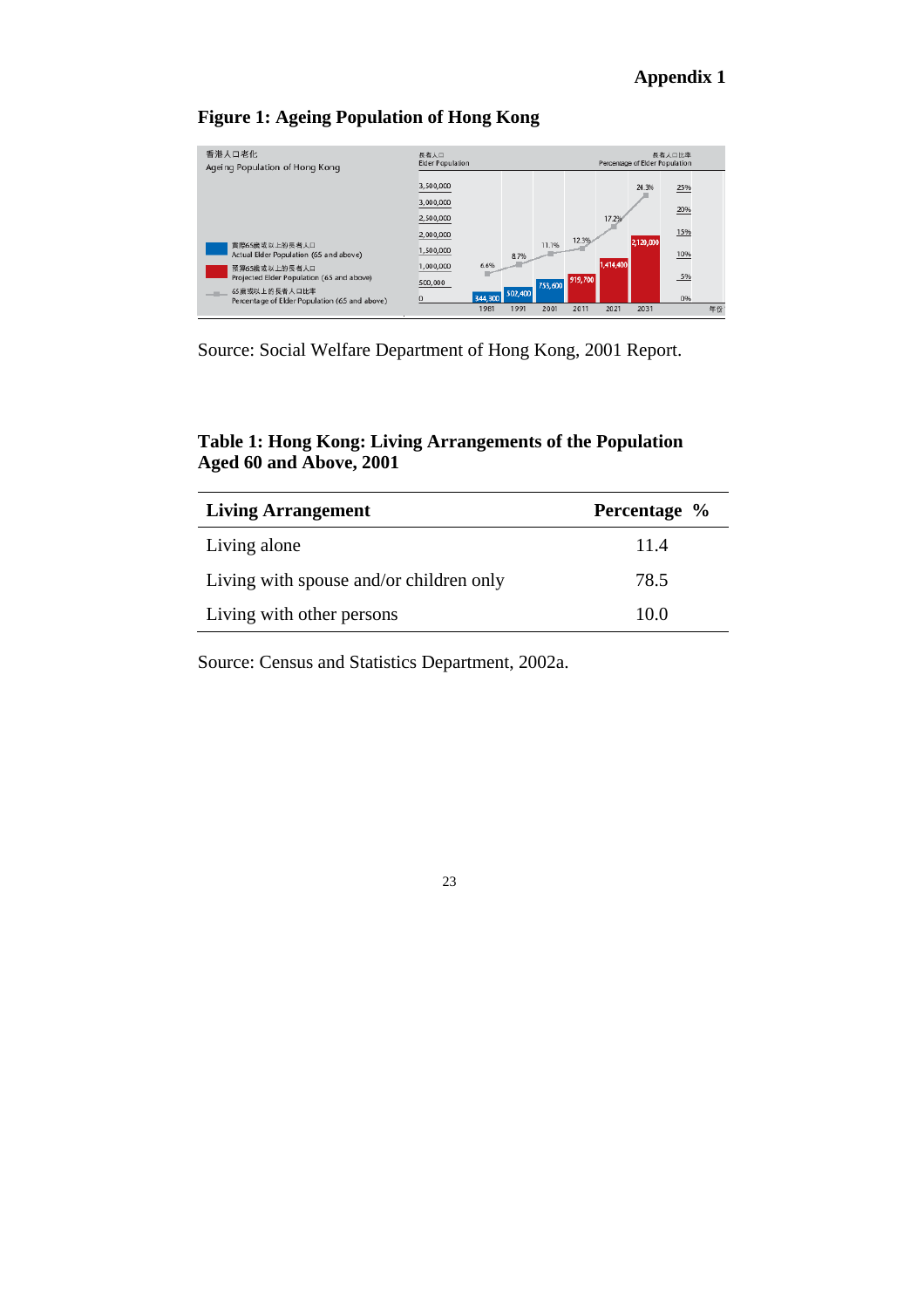**Appendix 1**

**Figure 1: Ageing Population of Hong Kong**

香港人口老化
Ageing Population of Hong Kong

長者人口
Elder Population

長者人口比率
Percentage of Elder Population

實際65歲或以上的長者人口
Actual Elder Population (65 and above)

預算65歲或以上的長者人口
Projected Elder Population (65 and above)

65歲或以上的長者人口比率
Percentage of Elder Population (65 and above)

| 年份 | 1981 | 1991 | 2001 | 2011 | 2021 | 2031 |
|---|---|---|---|---|---|---|
| Elder Population | 344,300 | 502,400 | 753,600 | 919,700 | 1,414,400 | 2,120,000 |
| Percentage of Elder Population | 6.6% | 8.7% | 11.1% | 12.3% | 17.2% | 24.3% |

Source: Social Welfare Department of Hong Kong, 2001 Report.

**Table 1: Hong Kong: Living Arrangements of the Population Aged 60 and Above, 2001**

| Living Arrangement | Percentage % |
|---|---|
| Living alone | 11.4 |
| Living with spouse and/or children only | 78.5 |
| Living with other persons | 10.0 |

Source: Census and Statistics Department, 2002a.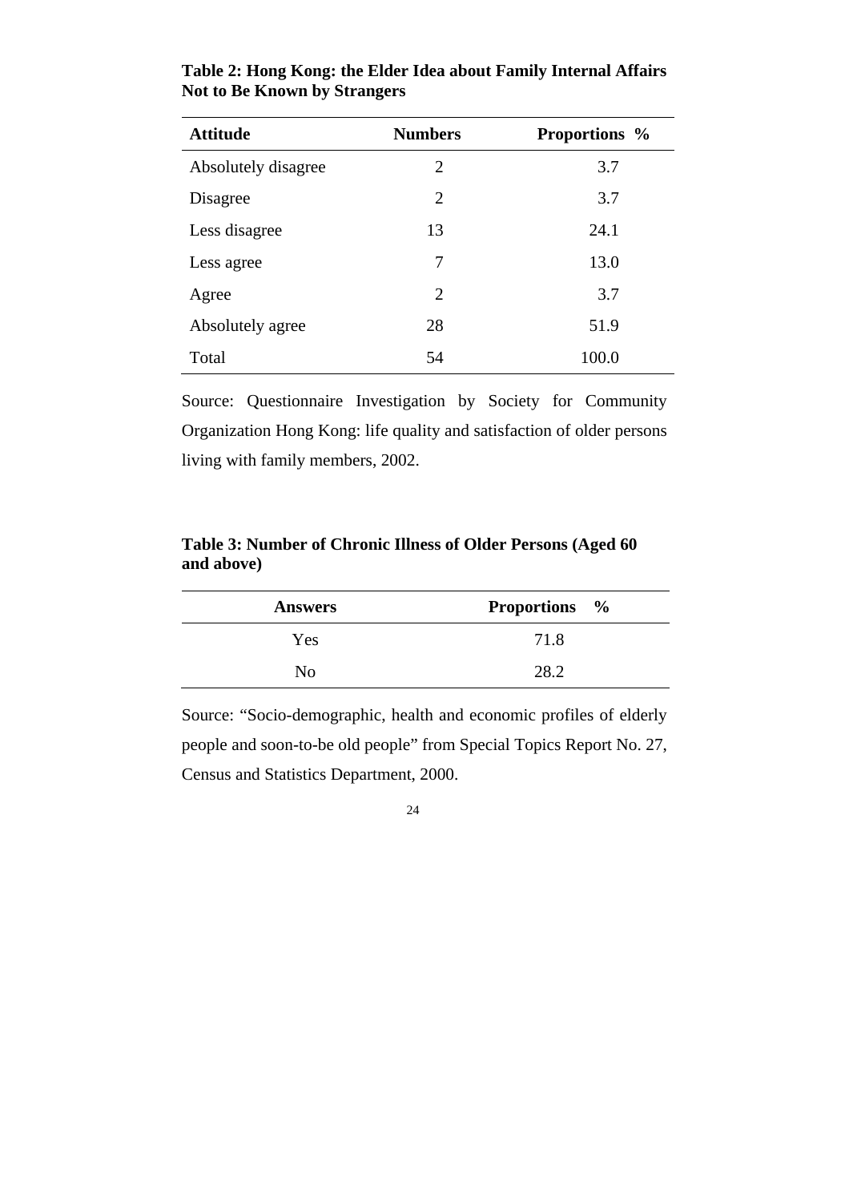**Table 2: Hong Kong: the Elder Idea about Family Internal Affairs Not to Be Known by Strangers**

| Attitude | Numbers | Proportions % |
| --- | --- | --- |
| Absolutely disagree | 2 | 3.7 |
| Disagree | 2 | 3.7 |
| Less disagree | 13 | 24.1 |
| Less agree | 7 | 13.0 |
| Agree | 2 | 3.7 |
| Absolutely agree | 28 | 51.9 |
| Total | 54 | 100.0 |

Source: Questionnaire Investigation by Society for Community Organization Hong Kong: life quality and satisfaction of older persons living with family members, 2002.

**Table 3: Number of Chronic Illness of Older Persons (Aged 60 and above)**

| Answers | Proportions % |
| --- | --- |
| Yes | 71.8 |
| No | 28.2 |

Source: "Socio-demographic, health and economic profiles of elderly people and soon-to-be old people" from Special Topics Report No. 27, Census and Statistics Department, 2000.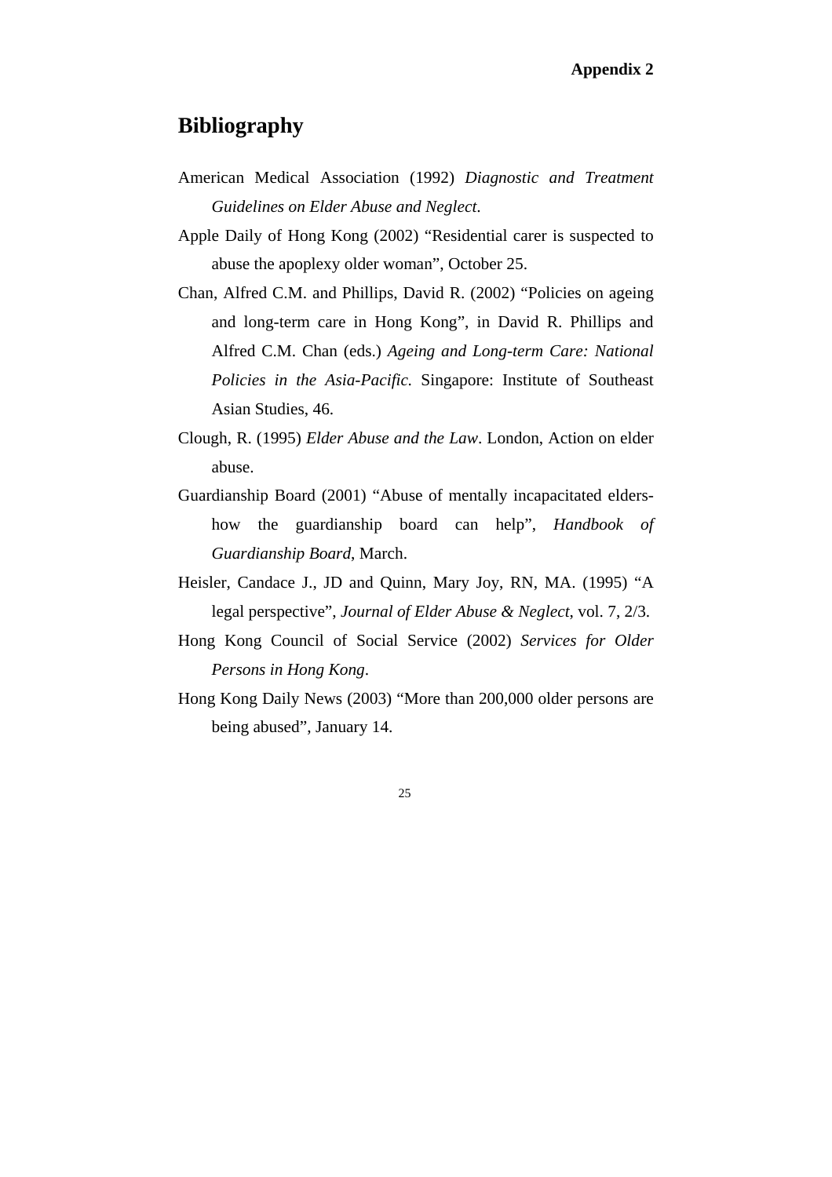**Appendix 2**

# Bibliography

American Medical Association (1992) *Diagnostic and Treatment Guidelines on Elder Abuse and Neglect*.

Apple Daily of Hong Kong (2002) "Residential carer is suspected to abuse the apoplexy older woman", October 25.

Chan, Alfred C.M. and Phillips, David R. (2002) "Policies on ageing and long-term care in Hong Kong", in David R. Phillips and Alfred C.M. Chan (eds.) *Ageing and Long-term Care: National Policies in the Asia-Pacific.* Singapore: Institute of Southeast Asian Studies, 46.

Clough, R. (1995) *Elder Abuse and the Law*. London, Action on elder abuse.

Guardianship Board (2001) "Abuse of mentally incapacitated elders- how the guardianship board can help", *Handbook of Guardianship Board*, March.

Heisler, Candace J., JD and Quinn, Mary Joy, RN, MA. (1995) "A legal perspective", *Journal of Elder Abuse & Neglect*, vol. 7, 2/3.

Hong Kong Council of Social Service (2002) *Services for Older Persons in Hong Kong*.

Hong Kong Daily News (2003) "More than 200,000 older persons are being abused", January 14.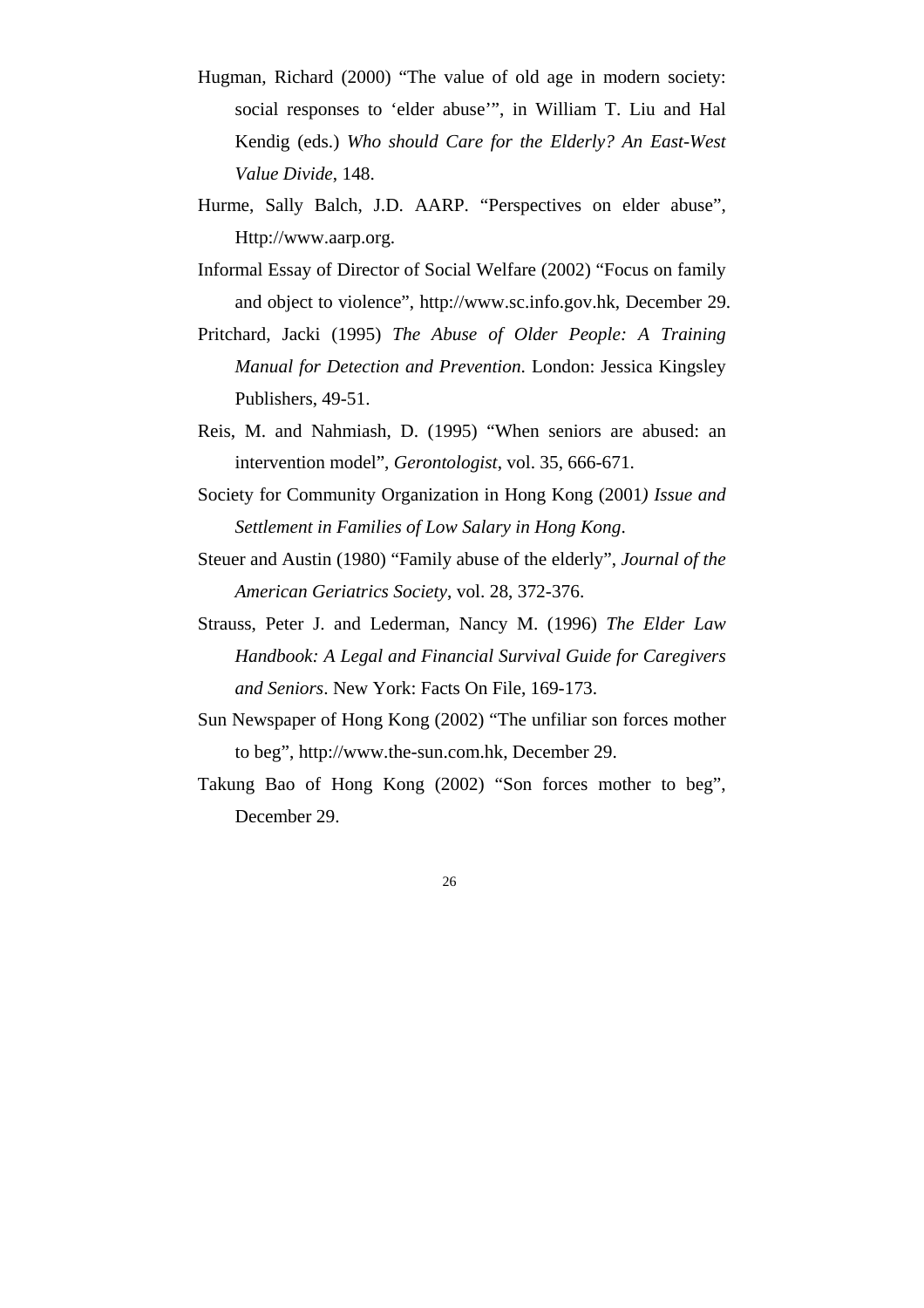Hugman, Richard (2000) "The value of old age in modern society: social responses to 'elder abuse'", in William T. Liu and Hal Kendig (eds.) *Who should Care for the Elderly? An East-West Value Divide*, 148.

Hurme, Sally Balch, J.D. AARP. "Perspectives on elder abuse", Http://www.aarp.org.

Informal Essay of Director of Social Welfare (2002) "Focus on family and object to violence", http://www.sc.info.gov.hk, December 29.

Pritchard, Jacki (1995) *The Abuse of Older People: A Training Manual for Detection and Prevention*. London: Jessica Kingsley Publishers, 49-51.

Reis, M. and Nahmiash, D. (1995) "When seniors are abused: an intervention model", *Gerontologist*, vol. 35, 666-671.

Society for Community Organization in Hong Kong (2001*) Issue and Settlement in Families of Low Salary in Hong Kong*.

Steuer and Austin (1980) "Family abuse of the elderly", *Journal of the American Geriatrics Society*, vol. 28, 372-376.

Strauss, Peter J. and Lederman, Nancy M. (1996) *The Elder Law Handbook: A Legal and Financial Survival Guide for Caregivers and Seniors*. New York: Facts On File, 169-173.

Sun Newspaper of Hong Kong (2002) "The unfiliar son forces mother to beg", http://www.the-sun.com.hk, December 29.

Takung Bao of Hong Kong (2002) "Son forces mother to beg", December 29.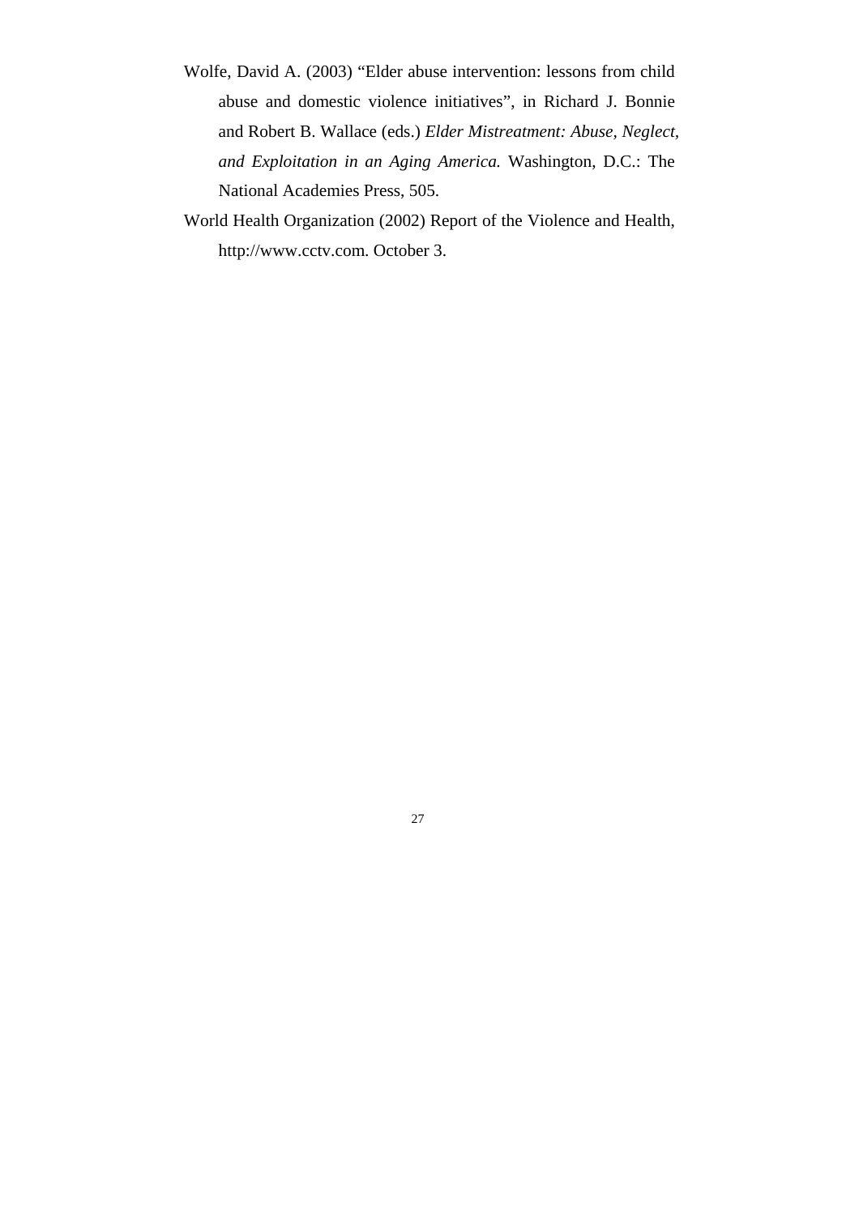Wolfe, David A. (2003) “Elder abuse intervention: lessons from child abuse and domestic violence initiatives”, in Richard J. Bonnie and Robert B. Wallace (eds.) *Elder Mistreatment: Abuse, Neglect, and Exploitation in an Aging America.* Washington, D.C.: The National Academies Press, 505.

World Health Organization (2002) Report of the Violence and Health, http://www.cctv.com. October 3.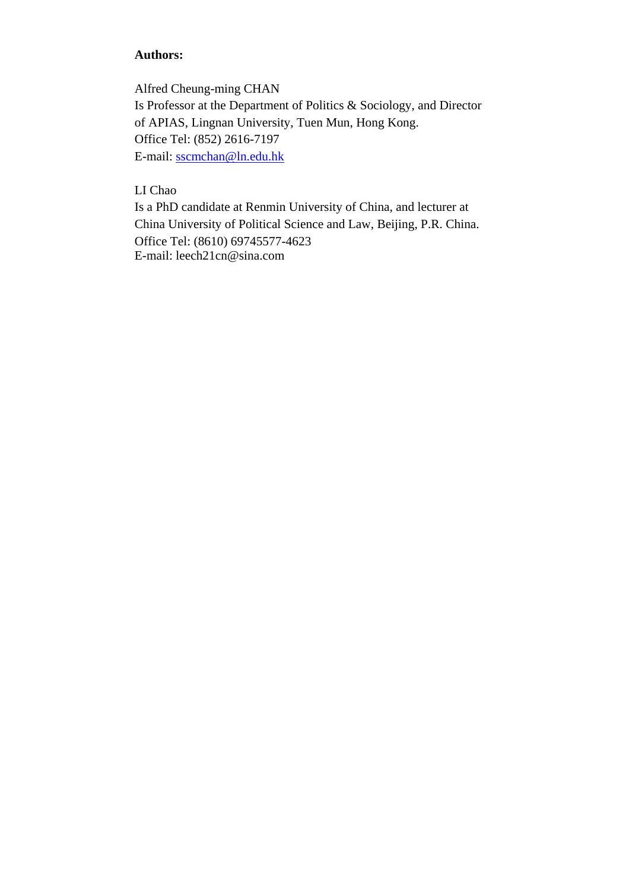**Authors:**

Alfred Cheung-ming CHAN
Is Professor at the Department of Politics & Sociology, and Director of APIAS, Lingnan University, Tuen Mun, Hong Kong.
Office Tel: (852) 2616-7197
E-mail: sscmchan@ln.edu.hk

LI Chao
Is a PhD candidate at Renmin University of China, and lecturer at China University of Political Science and Law, Beijing, P.R. China.
Office Tel: (8610) 69745577-4623
E-mail: leech21cn@sina.com